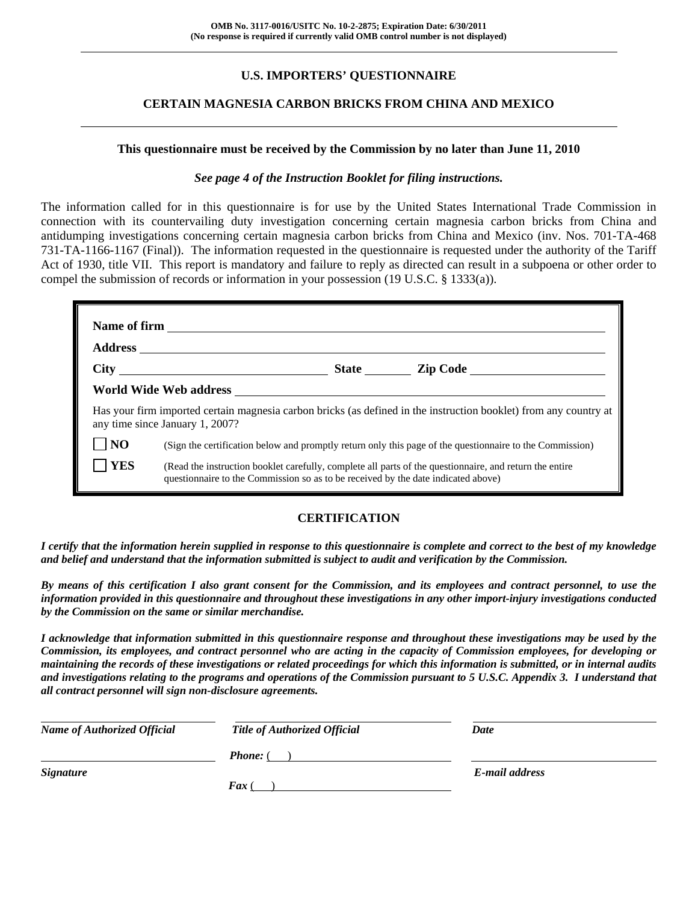OMB No. 3117-0016/USITC No. 10-2-2875; Expiration Date: 6/30/2011
(No response is required if currently valid OMB control number is not displayed)

## U.S. IMPORTERS' QUESTIONNAIRE

## CERTAIN MAGNESIA CARBON BRICKS FROM CHINA AND MEXICO

**This questionnaire must be received by the Commission by no later than June 11, 2010**

***See page 4 of the Instruction Booklet for filing instructions.***

The information called for in this questionnaire is for use by the United States International Trade Commission in connection with its countervailing duty investigation concerning certain magnesia carbon bricks from China and antidumping investigations concerning certain magnesia carbon bricks from China and Mexico (inv. Nos. 701-TA-468 731-TA-1166-1167 (Final)). The information requested in the questionnaire is requested under the authority of the Tariff Act of 1930, title VII. This report is mandatory and failure to reply as directed can result in a subpoena or other order to compel the submission of records or information in your possession (19 U.S.C. § 1333(a)).

**Name of firm** ______________________________

**Address** ______________________________

**City** ______________ **State** ________ **Zip Code** ______________

**World Wide Web address** ______________________________

Has your firm imported certain magnesia carbon bricks (as defined in the instruction booklet) from any country at any time since January 1, 2007?

☐ **NO** (Sign the certification below and promptly return only this page of the questionnaire to the Commission)

☐ **YES** (Read the instruction booklet carefully, complete all parts of the questionnaire, and return the entire questionnaire to the Commission so as to be received by the date indicated above)

## CERTIFICATION

***I certify that the information herein supplied in response to this questionnaire is complete and correct to the best of my knowledge and belief and understand that the information submitted is subject to audit and verification by the Commission.***

***By means of this certification I also grant consent for the Commission, and its employees and contract personnel, to use the information provided in this questionnaire and throughout these investigations in any other import-injury investigations conducted by the Commission on the same or similar merchandise.***

***I acknowledge that information submitted in this questionnaire response and throughout these investigations may be used by the Commission, its employees, and contract personnel who are acting in the capacity of Commission employees, for developing or maintaining the records of these investigations or related proceedings for which this information is submitted, or in internal audits and investigations relating to the programs and operations of the Commission pursuant to 5 U.S.C. Appendix 3. I understand that all contract personnel will sign non-disclosure agreements.***

| ______________________ | ______________________ | ______________________ |
|---|---|---|
| ***Name of Authorized Official*** | ***Title of Authorized Official*** | ***Date*** |
| ______________________ | ***Phone:*** ( ) ______________ | ______________________ |
| ***Signature*** | ***Fax*** ( ) ______________ | ***E-mail address*** |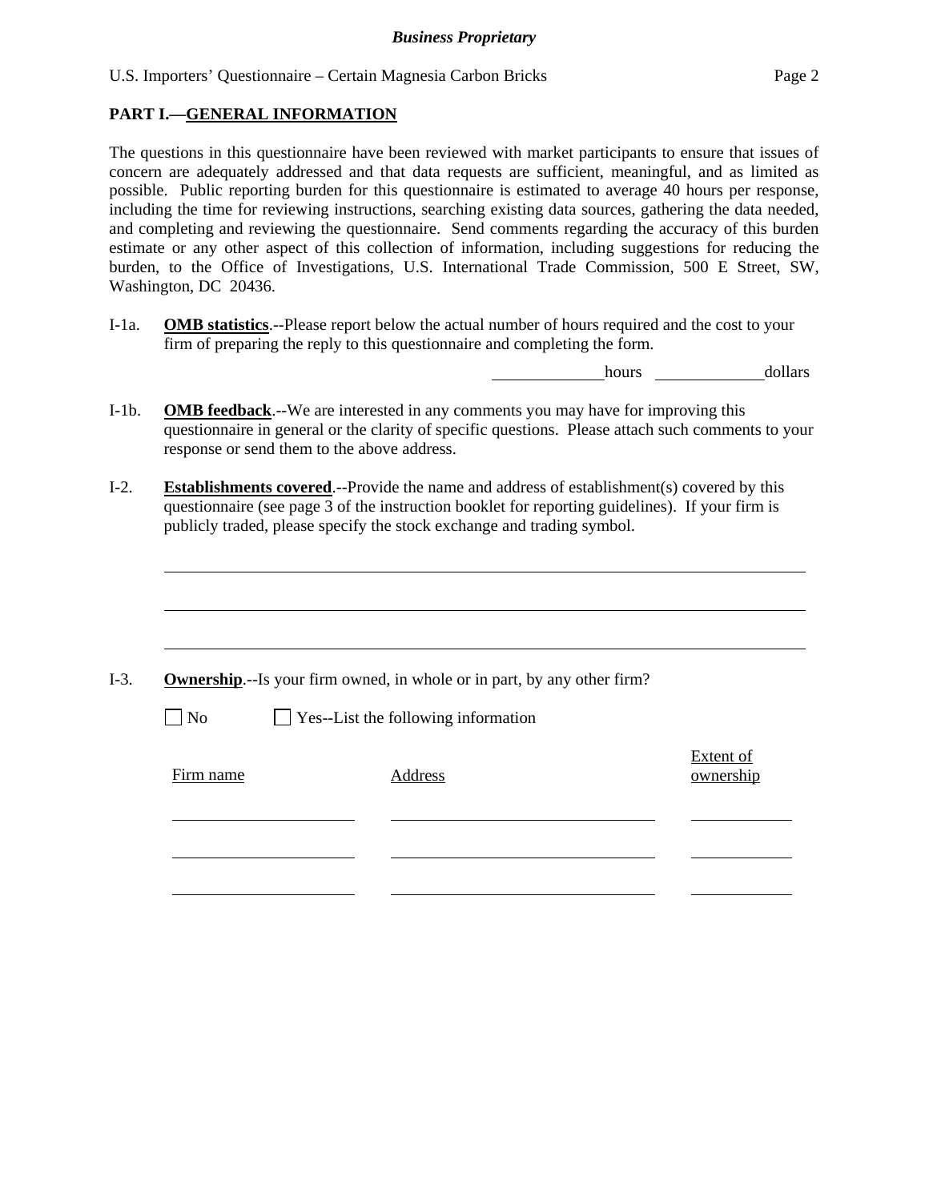## PART I.—GENERAL INFORMATION

The questions in this questionnaire have been reviewed with market participants to ensure that issues of concern are adequately addressed and that data requests are sufficient, meaningful, and as limited as possible. Public reporting burden for this questionnaire is estimated to average 40 hours per response, including the time for reviewing instructions, searching existing data sources, gathering the data needed, and completing and reviewing the questionnaire. Send comments regarding the accuracy of this burden estimate or any other aspect of this collection of information, including suggestions for reducing the burden, to the Office of Investigations, U.S. International Trade Commission, 500 E Street, SW, Washington, DC 20436.

I-1a. **OMB statistics**.--Please report below the actual number of hours required and the cost to your firm of preparing the reply to this questionnaire and completing the form.

______________ hours ______________ dollars

I-1b. **OMB feedback**.--We are interested in any comments you may have for improving this questionnaire in general or the clarity of specific questions. Please attach such comments to your response or send them to the above address.

I-2. **Establishments covered**.--Provide the name and address of establishment(s) covered by this questionnaire (see page 3 of the instruction booklet for reporting guidelines). If your firm is publicly traded, please specify the stock exchange and trading symbol.

________________________________________________________________________________

________________________________________________________________________________

________________________________________________________________________________

I-3. **Ownership**.--Is your firm owned, in whole or in part, by any other firm?

☐ No ☐ Yes--List the following information

| Firm name | Address | Extent of ownership |
|---|---|---|
| | | |
| | | |
| | | |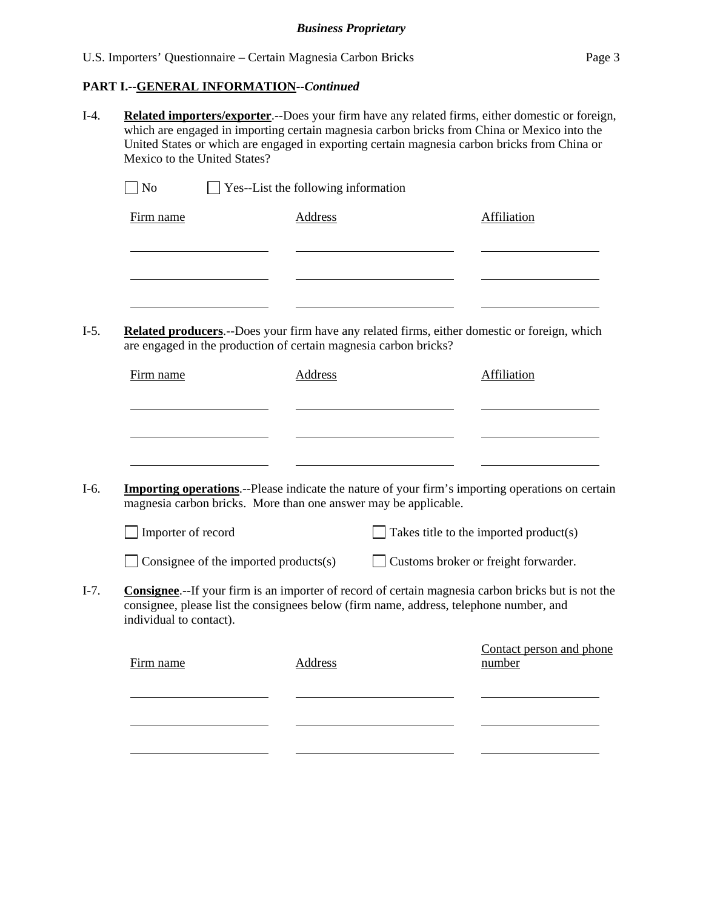**PART I.--GENERAL INFORMATION--*Continued***

I-4. **Related importers/exporter**.--Does your firm have any related firms, either domestic or foreign, which are engaged in importing certain magnesia carbon bricks from China or Mexico into the United States or which are engaged in exporting certain magnesia carbon bricks from China or Mexico to the United States?

☐ No ☐ Yes--List the following information

| Firm name | Address | Affiliation |
|---|---|---|
| | | |
| | | |
| | | |

I-5. **Related producers**.--Does your firm have any related firms, either domestic or foreign, which are engaged in the production of certain magnesia carbon bricks?

| Firm name | Address | Affiliation |
|---|---|---|
| | | |
| | | |
| | | |

I-6. **Importing operations**.--Please indicate the nature of your firm's importing operations on certain magnesia carbon bricks. More than one answer may be applicable.

☐ Importer of record ☐ Takes title to the imported product(s)

☐ Consignee of the imported products(s) ☐ Customs broker or freight forwarder.

I-7. **Consignee**.--If your firm is an importer of record of certain magnesia carbon bricks but is not the consignee, please list the consignees below (firm name, address, telephone number, and individual to contact).

| Firm name | Address | Contact person and phone number |
|---|---|---|
| | | |
| | | |
| | | |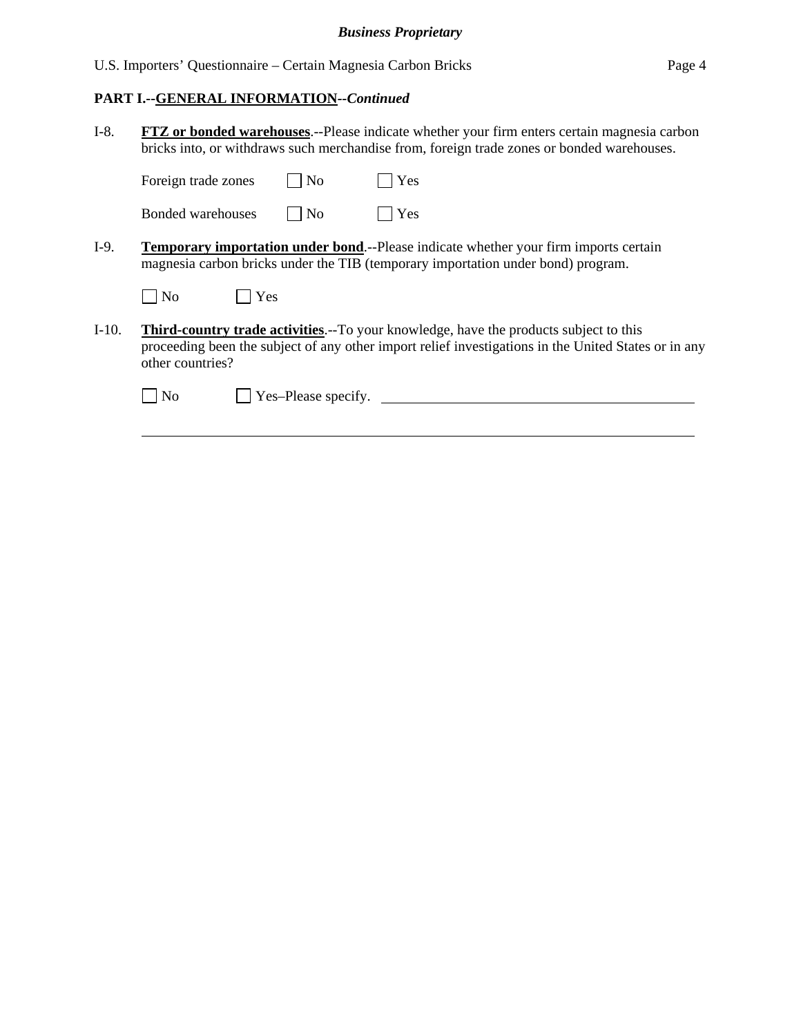## PART I.--GENERAL INFORMATION--*Continued*

I-8. **FTZ or bonded warehouses**.--Please indicate whether your firm enters certain magnesia carbon bricks into, or withdraws such merchandise from, foreign trade zones or bonded warehouses.

Foreign trade zones ☐ No ☐ Yes

Bonded warehouses ☐ No ☐ Yes

I-9. **Temporary importation under bond**.--Please indicate whether your firm imports certain magnesia carbon bricks under the TIB (temporary importation under bond) program.

☐ No ☐ Yes

I-10. **Third-country trade activities**.--To your knowledge, have the products subject to this proceeding been the subject of any other import relief investigations in the United States or in any other countries?

☐ No ☐ Yes–Please specify. ______________________________________________

______________________________________________________________________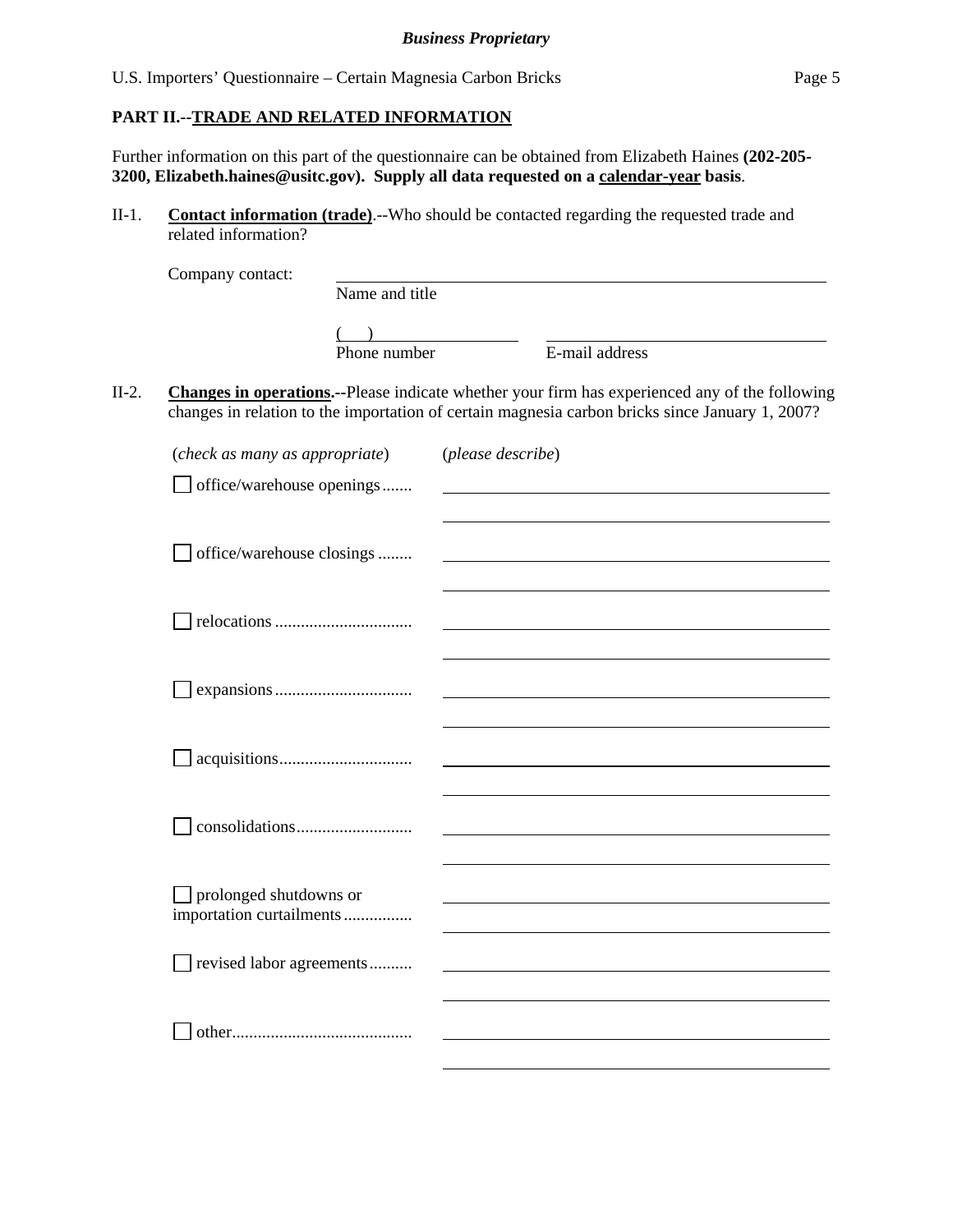**PART II.--TRADE AND RELATED INFORMATION**

Further information on this part of the questionnaire can be obtained from Elizabeth Haines **(202-205-3200, Elizabeth.haines@usitc.gov). Supply all data requested on a calendar-year basis**.

II-1. **Contact information (trade)**.--Who should be contacted regarding the requested trade and related information?

Company contact: ______________________________
Name and title

(   ) ______________ ______________________
Phone number E-mail address

II-2. **Changes in operations.**--Please indicate whether your firm has experienced any of the following changes in relation to the importation of certain magnesia carbon bricks since January 1, 2007?

| (*check as many as appropriate*) | (*please describe*) |
|---|---|
| ☐ office/warehouse openings....... | |
| ☐ office/warehouse closings ........ | |
| ☐ relocations ................................ | |
| ☐ expansions................................ | |
| ☐ acquisitions............................... | |
| ☐ consolidations........................... | |
| ☐ prolonged shutdowns or importation curtailments ................ | |
| ☐ revised labor agreements.......... | |
| ☐ other.......................................... | |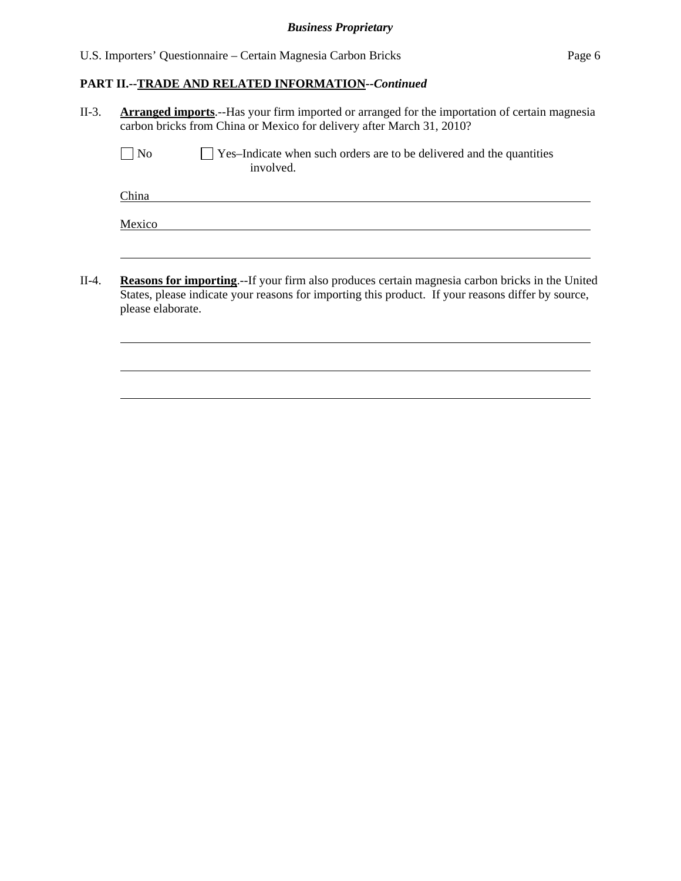**PART II.--TRADE AND RELATED INFORMATION--*Continued***

II-3. **Arranged imports**.--Has your firm imported or arranged for the importation of certain magnesia carbon bricks from China or Mexico for delivery after March 31, 2010?

☐ No ☐ Yes–Indicate when such orders are to be delivered and the quantities involved.

China \_\_\_\_\_\_\_\_\_\_\_\_\_\_\_\_\_\_\_\_\_\_\_\_\_\_\_\_\_\_\_\_\_\_\_\_\_\_\_\_\_\_\_\_\_\_\_\_\_\_\_\_\_\_\_\_\_\_

Mexico \_\_\_\_\_\_\_\_\_\_\_\_\_\_\_\_\_\_\_\_\_\_\_\_\_\_\_\_\_\_\_\_\_\_\_\_\_\_\_\_\_\_\_\_\_\_\_\_\_\_\_\_\_\_\_\_\_\_

\_\_\_\_\_\_\_\_\_\_\_\_\_\_\_\_\_\_\_\_\_\_\_\_\_\_\_\_\_\_\_\_\_\_\_\_\_\_\_\_\_\_\_\_\_\_\_\_\_\_\_\_\_\_\_\_\_\_\_\_\_\_

II-4. **Reasons for importing**.--If your firm also produces certain magnesia carbon bricks in the United States, please indicate your reasons for importing this product. If your reasons differ by source, please elaborate.

\_\_\_\_\_\_\_\_\_\_\_\_\_\_\_\_\_\_\_\_\_\_\_\_\_\_\_\_\_\_\_\_\_\_\_\_\_\_\_\_\_\_\_\_\_\_\_\_\_\_\_\_\_\_\_\_\_\_\_\_\_\_

\_\_\_\_\_\_\_\_\_\_\_\_\_\_\_\_\_\_\_\_\_\_\_\_\_\_\_\_\_\_\_\_\_\_\_\_\_\_\_\_\_\_\_\_\_\_\_\_\_\_\_\_\_\_\_\_\_\_\_\_\_\_

\_\_\_\_\_\_\_\_\_\_\_\_\_\_\_\_\_\_\_\_\_\_\_\_\_\_\_\_\_\_\_\_\_\_\_\_\_\_\_\_\_\_\_\_\_\_\_\_\_\_\_\_\_\_\_\_\_\_\_\_\_\_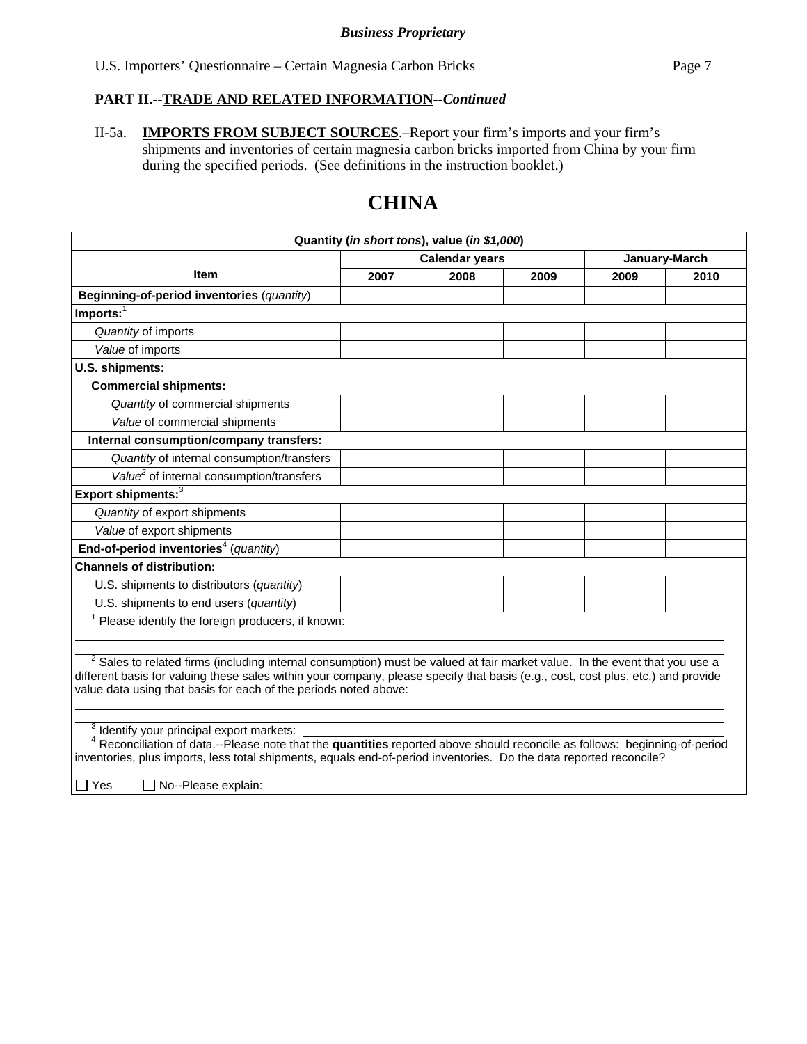**PART II.--TRADE AND RELATED INFORMATION--*Continued***

II-5a. **IMPORTS FROM SUBJECT SOURCES**.–Report your firm's imports and your firm's shipments and inventories of certain magnesia carbon bricks imported from China by your firm during the specified periods. (See definitions in the instruction booklet.)

# CHINA

| Quantity (*in short tons*), value (*in $1,000*) | | | | | |
|---|---|---|---|---|---|
| Item | Calendar years | | | January-March | |
| | 2007 | 2008 | 2009 | 2009 | 2010 |
| **Beginning-of-period inventories** (*quantity*) | | | | | |
| **Imports:**[1] | | | | | |
| *Quantity* of imports | | | | | |
| *Value* of imports | | | | | |
| **U.S. shipments:** | | | | | |
| **Commercial shipments:** | | | | | |
| *Quantity* of commercial shipments | | | | | |
| *Value* of commercial shipments | | | | | |
| **Internal consumption/company transfers:** | | | | | |
| *Quantity* of internal consumption/transfers | | | | | |
| *Value*[2] of internal consumption/transfers | | | | | |
| **Export shipments:**[3] | | | | | |
| *Quantity* of export shipments | | | | | |
| *Value* of export shipments | | | | | |
| **End-of-period inventories**[4] (*quantity*) | | | | | |
| **Channels of distribution:** | | | | | |
| U.S. shipments to distributors (*quantity*) | | | | | |
| U.S. shipments to end users (*quantity*) | | | | | |

[1] Please identify the foreign producers, if known: \_\_\_\_\_\_\_\_\_\_\_\_\_\_\_\_\_\_\_\_

[2] Sales to related firms (including internal consumption) must be valued at fair market value. In the event that you use a different basis for valuing these sales within your company, please specify that basis (e.g., cost, cost plus, etc.) and provide value data using that basis for each of the periods noted above: \_\_\_\_\_\_\_\_\_\_\_\_\_\_\_\_\_\_\_\_

[3] Identify your principal export markets: \_\_\_\_\_\_\_\_\_\_\_\_\_\_\_\_\_\_\_\_

[4] Reconciliation of data.--Please note that the **quantities** reported above should reconcile as follows: beginning-of-period inventories, plus imports, less total shipments, equals end-of-period inventories. Do the data reported reconcile?

☐ Yes ☐ No--Please explain: \_\_\_\_\_\_\_\_\_\_\_\_\_\_\_\_\_\_\_\_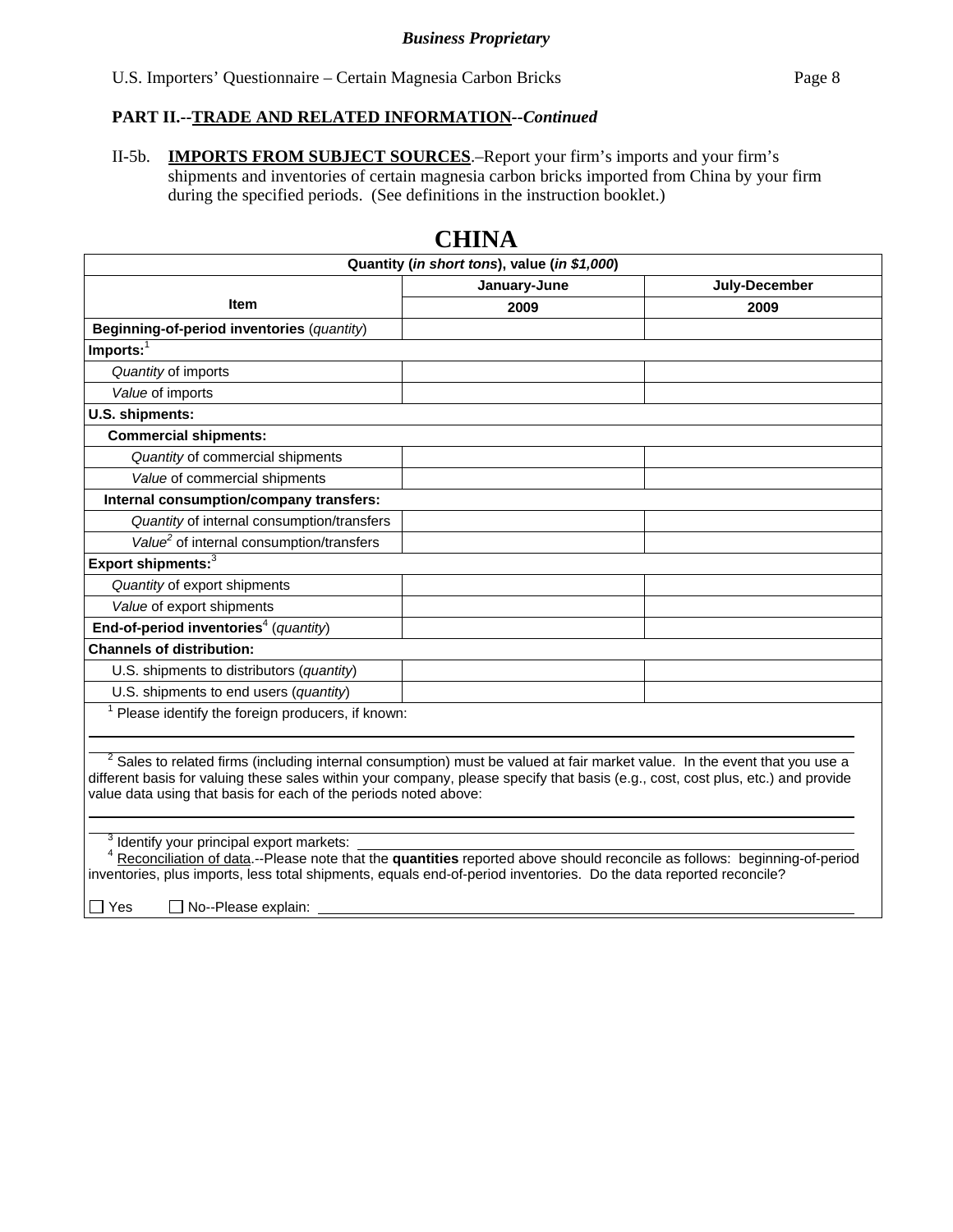**Business Proprietary**

U.S. Importers' Questionnaire – Certain Magnesia Carbon Bricks

**PART II.--TRADE AND RELATED INFORMATION--*Continued***

II-5b. **IMPORTS FROM SUBJECT SOURCES**.–Report your firm's imports and your firm's shipments and inventories of certain magnesia carbon bricks imported from China by your firm during the specified periods. (See definitions in the instruction booklet.)

# CHINA

| Quantity (*in short tons*), value (*in $1,000*) | | |
|---|---|---|
| Item | January-June 2009 | July-December 2009 |
| **Beginning-of-period inventories** (*quantity*) | | |
| **Imports:**[1] | | |
| *Quantity* of imports | | |
| *Value* of imports | | |
| **U.S. shipments:** | | |
| **Commercial shipments:** | | |
| *Quantity* of commercial shipments | | |
| *Value* of commercial shipments | | |
| **Internal consumption/company transfers:** | | |
| *Quantity* of internal consumption/transfers | | |
| *Value*[2] of internal consumption/transfers | | |
| **Export shipments:**[3] | | |
| *Quantity* of export shipments | | |
| *Value* of export shipments | | |
| **End-of-period inventories**[4] (*quantity*) | | |
| **Channels of distribution:** | | |
| U.S. shipments to distributors (*quantity*) | | |
| U.S. shipments to end users (*quantity*) | | |

[1] Please identify the foreign producers, if known: \_\_\_\_\_\_\_\_\_\_\_\_\_\_\_\_\_\_\_\_\_\_\_\_

[2] Sales to related firms (including internal consumption) must be valued at fair market value. In the event that you use a different basis for valuing these sales within your company, please specify that basis (e.g., cost, cost plus, etc.) and provide value data using that basis for each of the periods noted above: \_\_\_\_\_\_\_\_\_\_\_\_\_\_\_\_\_\_\_\_\_\_\_\_

[3] Identify your principal export markets: \_\_\_\_\_\_\_\_\_\_\_\_\_\_\_\_\_\_\_\_\_\_\_\_

[4] Reconciliation of data.--Please note that the **quantities** reported above should reconcile as follows: beginning-of-period inventories, plus imports, less total shipments, equals end-of-period inventories. Do the data reported reconcile?

☐ Yes ☐ No--Please explain: \_\_\_\_\_\_\_\_\_\_\_\_\_\_\_\_\_\_\_\_\_\_\_\_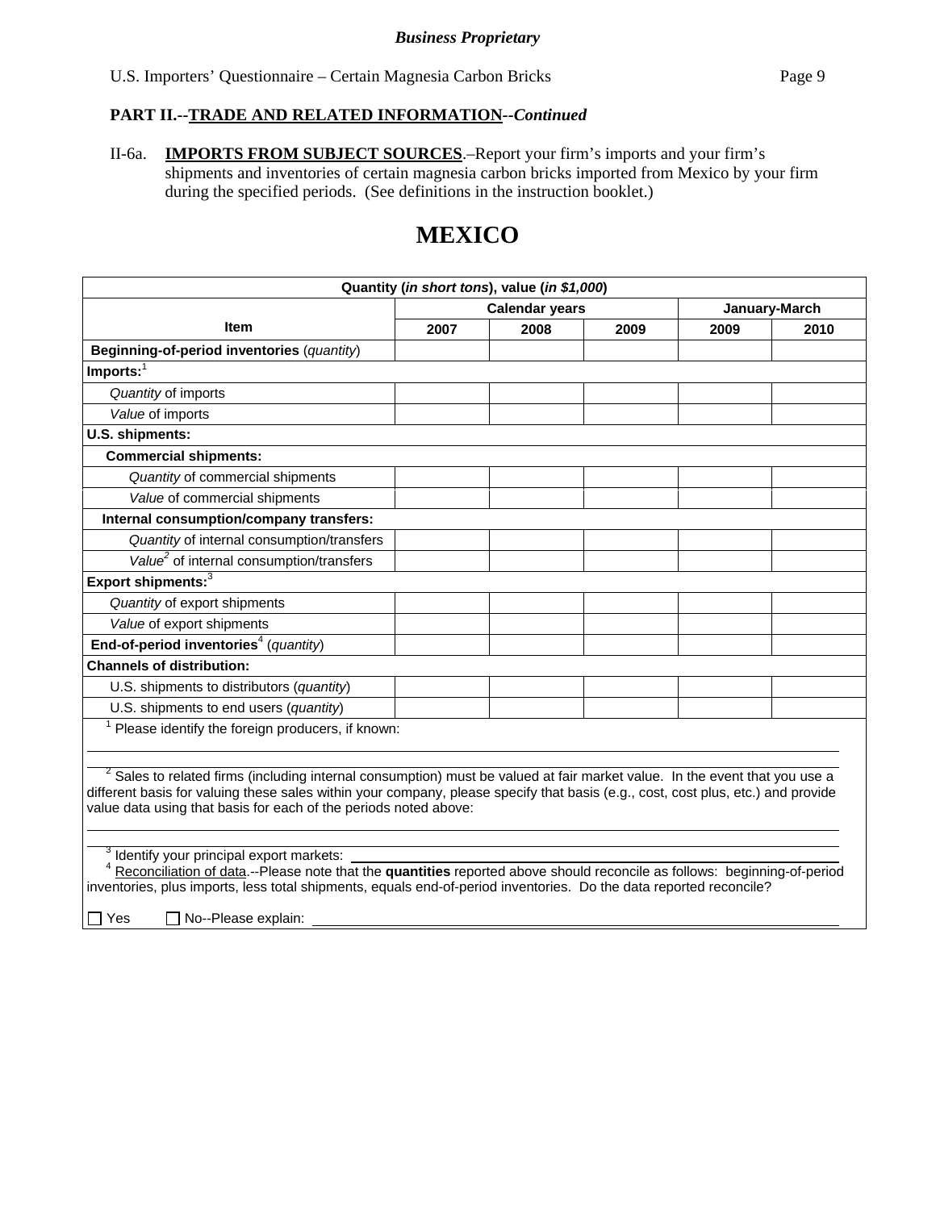**PART II.--TRADE AND RELATED INFORMATION--*Continued***

II-6a. **IMPORTS FROM SUBJECT SOURCES**.–Report your firm's imports and your firm's shipments and inventories of certain magnesia carbon bricks imported from Mexico by your firm during the specified periods. (See definitions in the instruction booklet.)

# MEXICO

| Quantity (*in short tons*), value (*in $1,000*) | | | | | |
|---|---|---|---|---|---|
| Item | Calendar years | | | January-March | |
| | 2007 | 2008 | 2009 | 2009 | 2010 |
| **Beginning-of-period inventories** (*quantity*) | | | | | |
| **Imports:**[1] | | | | | |
| *Quantity* of imports | | | | | |
| *Value* of imports | | | | | |
| **U.S. shipments:** | | | | | |
| **Commercial shipments:** | | | | | |
| *Quantity* of commercial shipments | | | | | |
| *Value* of commercial shipments | | | | | |
| **Internal consumption/company transfers:** | | | | | |
| *Quantity* of internal consumption/transfers | | | | | |
| *Value*[2] of internal consumption/transfers | | | | | |
| **Export shipments:**[3] | | | | | |
| *Quantity* of export shipments | | | | | |
| *Value* of export shipments | | | | | |
| **End-of-period inventories**[4] (*quantity*) | | | | | |
| **Channels of distribution:** | | | | | |
| U.S. shipments to distributors (*quantity*) | | | | | |
| U.S. shipments to end users (*quantity*) | | | | | |

[1] Please identify the foreign producers, if known: \_\_\_\_\_\_\_\_\_\_\_\_\_\_\_\_\_\_\_\_

[2] Sales to related firms (including internal consumption) must be valued at fair market value. In the event that you use a different basis for valuing these sales within your company, please specify that basis (e.g., cost, cost plus, etc.) and provide value data using that basis for each of the periods noted above: \_\_\_\_\_\_\_\_\_\_\_\_\_\_\_\_\_\_\_\_

[3] Identify your principal export markets: \_\_\_\_\_\_\_\_\_\_\_\_\_\_\_\_\_\_\_\_

[4] Reconciliation of data.--Please note that the **quantities** reported above should reconcile as follows: beginning-of-period inventories, plus imports, less total shipments, equals end-of-period inventories. Do the data reported reconcile?

☐ Yes ☐ No--Please explain: \_\_\_\_\_\_\_\_\_\_\_\_\_\_\_\_\_\_\_\_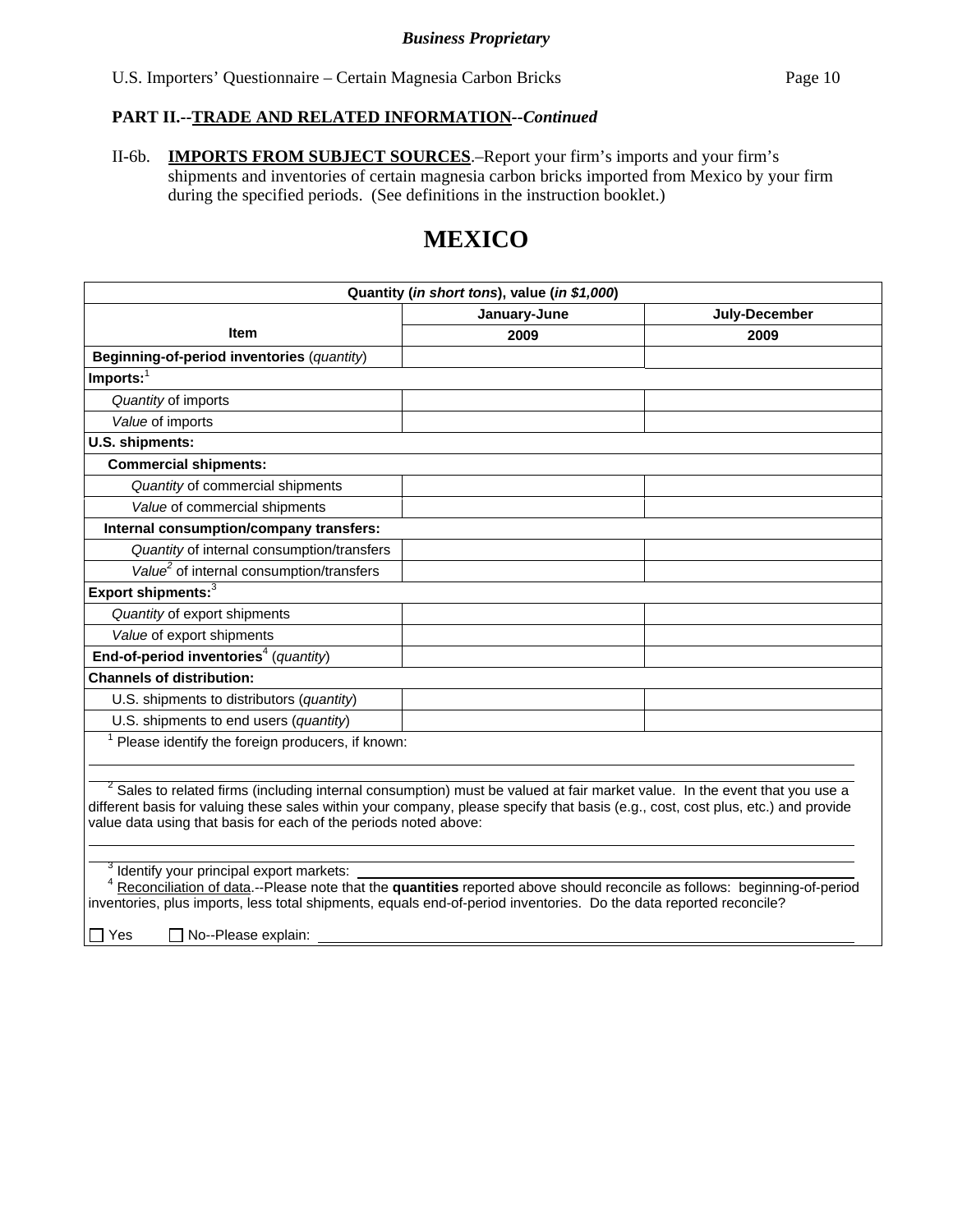**Business Proprietary**

**PART II.--TRADE AND RELATED INFORMATION--*Continued***

II-6b. **IMPORTS FROM SUBJECT SOURCES**.–Report your firm's imports and your firm's shipments and inventories of certain magnesia carbon bricks imported from Mexico by your firm during the specified periods. (See definitions in the instruction booklet.)

# MEXICO

| Quantity (*in short tons*), value (*in $1,000*) | | |
|---|---|---|
| Item | January-June 2009 | July-December 2009 |
| **Beginning-of-period inventories** (*quantity*) | | |
| **Imports:**[1] | | |
| *Quantity* of imports | | |
| *Value* of imports | | |
| **U.S. shipments:** | | |
| **Commercial shipments:** | | |
| *Quantity* of commercial shipments | | |
| *Value* of commercial shipments | | |
| **Internal consumption/company transfers:** | | |
| *Quantity* of internal consumption/transfers | | |
| *Value*[2] of internal consumption/transfers | | |
| **Export shipments:**[3] | | |
| *Quantity* of export shipments | | |
| *Value* of export shipments | | |
| **End-of-period inventories**[4] (*quantity*) | | |
| **Channels of distribution:** | | |
| U.S. shipments to distributors (*quantity*) | | |
| U.S. shipments to end users (*quantity*) | | |

[1] Please identify the foreign producers, if known: \_\_\_\_\_\_\_\_\_\_\_\_\_\_\_\_\_\_\_\_

[2] Sales to related firms (including internal consumption) must be valued at fair market value. In the event that you use a different basis for valuing these sales within your company, please specify that basis (e.g., cost, cost plus, etc.) and provide value data using that basis for each of the periods noted above: \_\_\_\_\_\_\_\_\_\_\_\_\_\_\_\_\_\_\_\_

[3] Identify your principal export markets: \_\_\_\_\_\_\_\_\_\_\_\_\_\_\_\_\_\_\_\_

[4] Reconciliation of data.--Please note that the **quantities** reported above should reconcile as follows: beginning-of-period inventories, plus imports, less total shipments, equals end-of-period inventories. Do the data reported reconcile?

☐ Yes ☐ No--Please explain: \_\_\_\_\_\_\_\_\_\_\_\_\_\_\_\_\_\_\_\_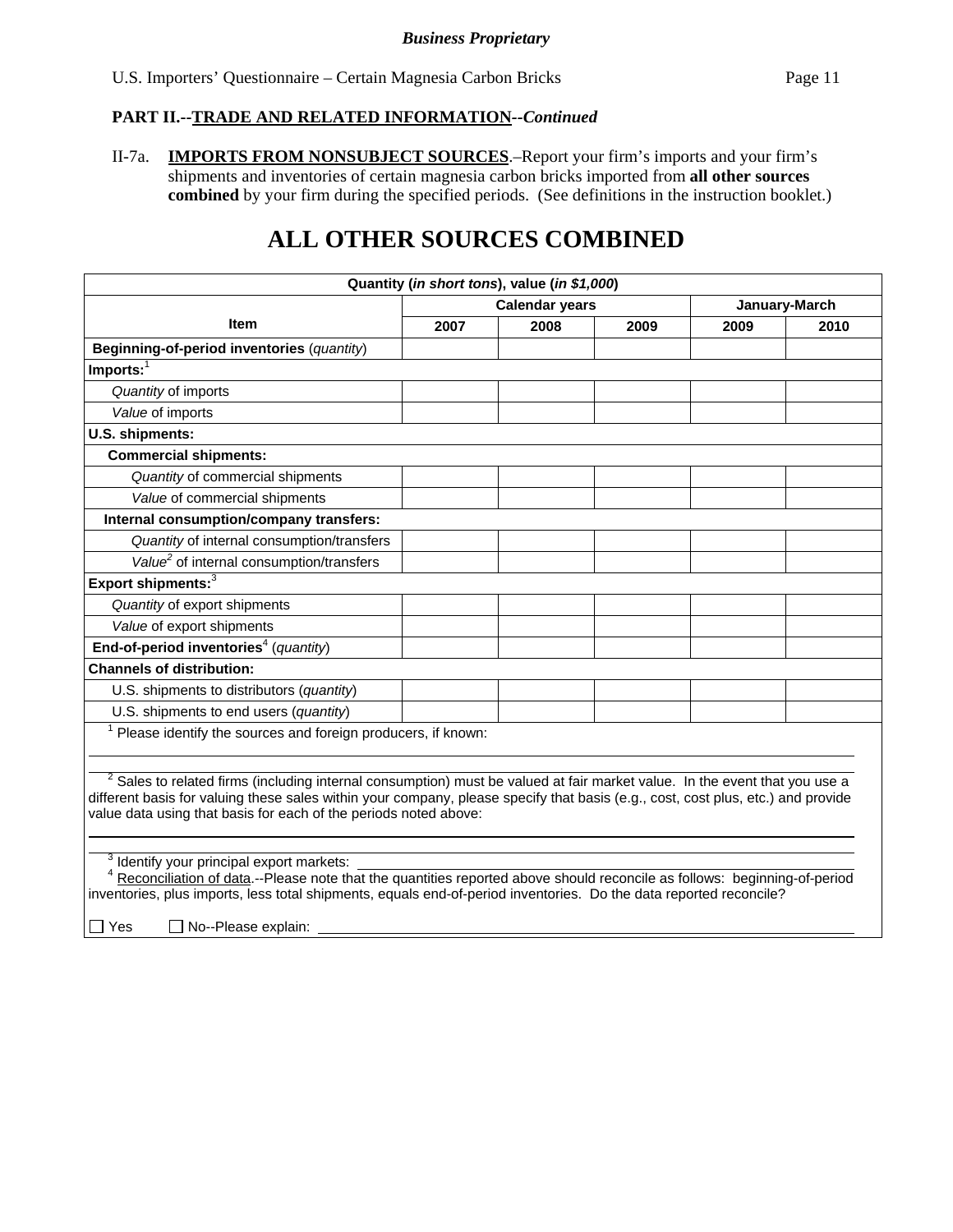*Business Proprietary*

**PART II.--TRADE AND RELATED INFORMATION--*Continued***

II-7a. **IMPORTS FROM NONSUBJECT SOURCES**.–Report your firm's imports and your firm's shipments and inventories of certain magnesia carbon bricks imported from **all other sources combined** by your firm during the specified periods. (See definitions in the instruction booklet.)

# ALL OTHER SOURCES COMBINED

| Quantity (*in short tons*), value (*in $1,000*) | | | | | |
|---|---|---|---|---|---|
| **Item** | **Calendar years** | | | **January-March** | |
| | **2007** | **2008** | **2009** | **2009** | **2010** |
| **Beginning-of-period inventories** (*quantity*) | | | | | |
| **Imports:**[1] | | | | | |
| *Quantity* of imports | | | | | |
| *Value* of imports | | | | | |
| **U.S. shipments:** | | | | | |
| **Commercial shipments:** | | | | | |
| *Quantity* of commercial shipments | | | | | |
| *Value* of commercial shipments | | | | | |
| **Internal consumption/company transfers:** | | | | | |
| *Quantity* of internal consumption/transfers | | | | | |
| *Value*[2] of internal consumption/transfers | | | | | |
| **Export shipments:**[3] | | | | | |
| *Quantity* of export shipments | | | | | |
| *Value* of export shipments | | | | | |
| **End-of-period inventories**[4] (*quantity*) | | | | | |
| **Channels of distribution:** | | | | | |
| U.S. shipments to distributors (*quantity*) | | | | | |
| U.S. shipments to end users (*quantity*) | | | | | |

[1] Please identify the sources and foreign producers, if known: ______________________

[2] Sales to related firms (including internal consumption) must be valued at fair market value. In the event that you use a different basis for valuing these sales within your company, please specify that basis (e.g., cost, cost plus, etc.) and provide value data using that basis for each of the periods noted above: ______________________

[3] Identify your principal export markets: ______________________

[4] Reconciliation of data.--Please note that the quantities reported above should reconcile as follows: beginning-of-period inventories, plus imports, less total shipments, equals end-of-period inventories. Do the data reported reconcile?

☐ Yes ☐ No--Please explain: ______________________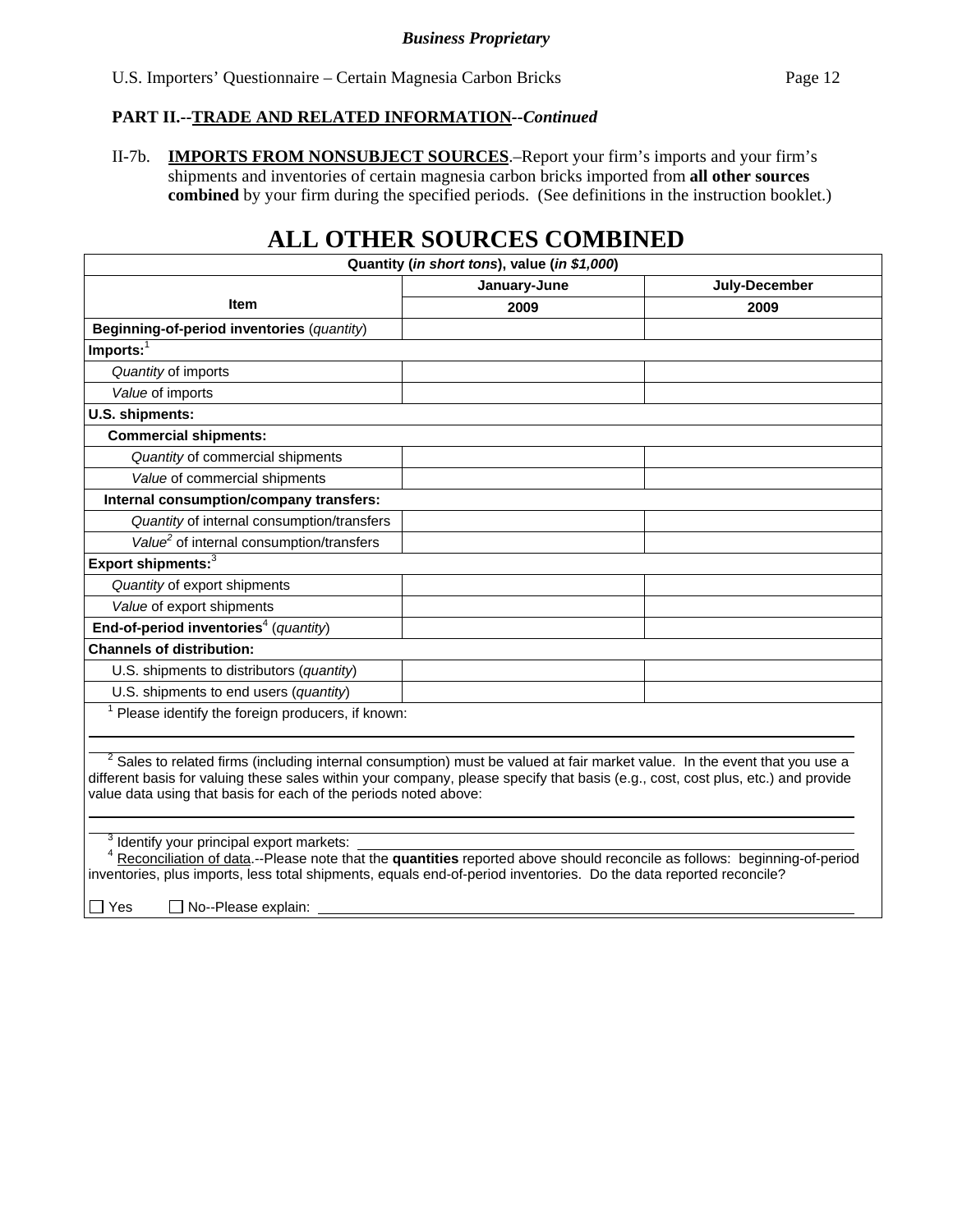**Business Proprietary**

U.S. Importers' Questionnaire – Certain Magnesia Carbon Bricks

## PART II.--TRADE AND RELATED INFORMATION--*Continued*

II-7b. **IMPORTS FROM NONSUBJECT SOURCES**.–Report your firm's imports and your firm's shipments and inventories of certain magnesia carbon bricks imported from **all other sources combined** by your firm during the specified periods. (See definitions in the instruction booklet.)

# ALL OTHER SOURCES COMBINED

| Quantity (*in short tons*), value (*in $1,000*) | | |
|---|---|---|
| **Item** | **January-June 2009** | **July-December 2009** |
| **Beginning-of-period inventories** (*quantity*) | | |
| **Imports:**[1] | | |
| *Quantity* of imports | | |
| *Value* of imports | | |
| **U.S. shipments:** | | |
| **Commercial shipments:** | | |
| *Quantity* of commercial shipments | | |
| *Value* of commercial shipments | | |
| **Internal consumption/company transfers:** | | |
| *Quantity* of internal consumption/transfers | | |
| *Value*[2] of internal consumption/transfers | | |
| **Export shipments:**[3] | | |
| *Quantity* of export shipments | | |
| *Value* of export shipments | | |
| **End-of-period inventories**[4] (*quantity*) | | |
| **Channels of distribution:** | | |
| U.S. shipments to distributors (*quantity*) | | |
| U.S. shipments to end users (*quantity*) | | |

[1] Please identify the foreign producers, if known: ______________________________

[2] Sales to related firms (including internal consumption) must be valued at fair market value. In the event that you use a different basis for valuing these sales within your company, please specify that basis (e.g., cost, cost plus, etc.) and provide value data using that basis for each of the periods noted above: ______________________________

[3] Identify your principal export markets: ______________________________

[4] Reconciliation of data.--Please note that the **quantities** reported above should reconcile as follows: beginning-of-period inventories, plus imports, less total shipments, equals end-of-period inventories. Do the data reported reconcile?

☐ Yes ☐ No--Please explain: ______________________________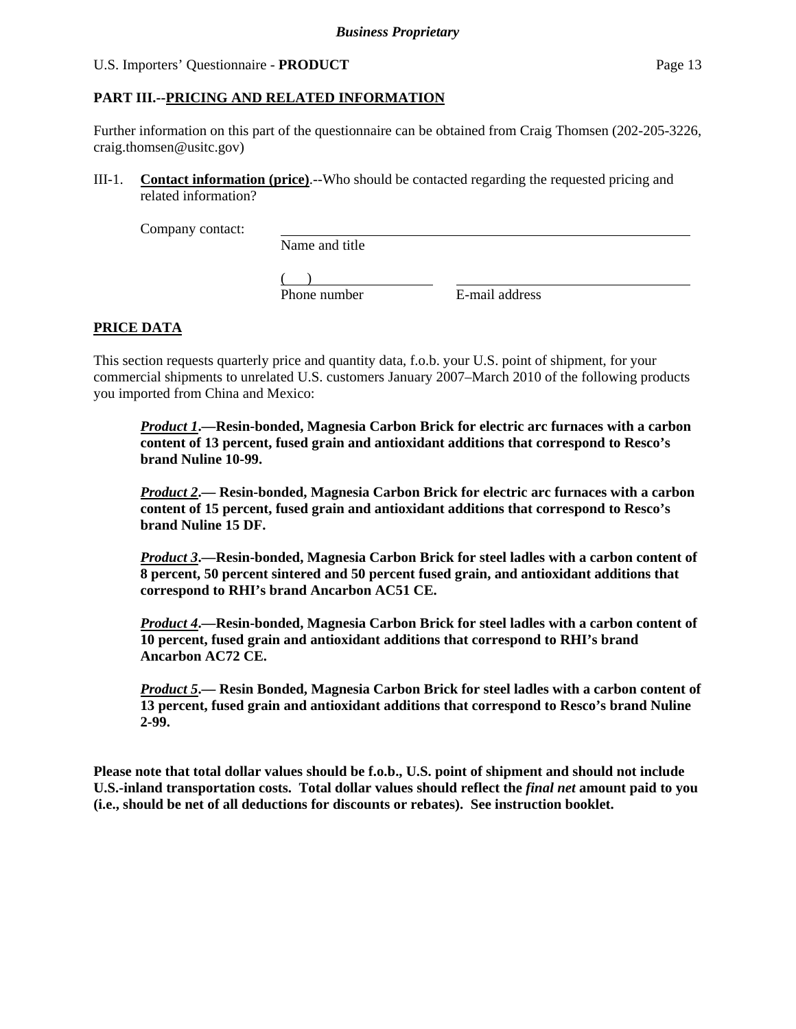## PART III.--PRICING AND RELATED INFORMATION

Further information on this part of the questionnaire can be obtained from Craig Thomsen (202-205-3226, craig.thomsen@usitc.gov)

III-1. **Contact information (price)**.--Who should be contacted regarding the requested pricing and related information?

Company contact: ______________________________________________
Name and title

( ) ____________________ ______________________________
Phone number E-mail address

## PRICE DATA

This section requests quarterly price and quantity data, f.o.b. your U.S. point of shipment, for your commercial shipments to unrelated U.S. customers January 2007–March 2010 of the following products you imported from China and Mexico:

***Product 1*.—Resin-bonded, Magnesia Carbon Brick for electric arc furnaces with a carbon content of 13 percent, fused grain and antioxidant additions that correspond to Resco's brand Nuline 10-99.**

***Product 2*.— Resin-bonded, Magnesia Carbon Brick for electric arc furnaces with a carbon content of 15 percent, fused grain and antioxidant additions that correspond to Resco's brand Nuline 15 DF.**

***Product 3*.—Resin-bonded, Magnesia Carbon Brick for steel ladles with a carbon content of 8 percent, 50 percent sintered and 50 percent fused grain, and antioxidant additions that correspond to RHI's brand Ancarbon AC51 CE.**

***Product 4*.—Resin-bonded, Magnesia Carbon Brick for steel ladles with a carbon content of 10 percent, fused grain and antioxidant additions that correspond to RHI's brand Ancarbon AC72 CE.**

***Product 5*.— Resin Bonded, Magnesia Carbon Brick for steel ladles with a carbon content of 13 percent, fused grain and antioxidant additions that correspond to Resco's brand Nuline 2-99.**

**Please note that total dollar values should be f.o.b., U.S. point of shipment and should not include U.S.-inland transportation costs. Total dollar values should reflect the *final net* amount paid to you (i.e., should be net of all deductions for discounts or rebates). See instruction booklet.**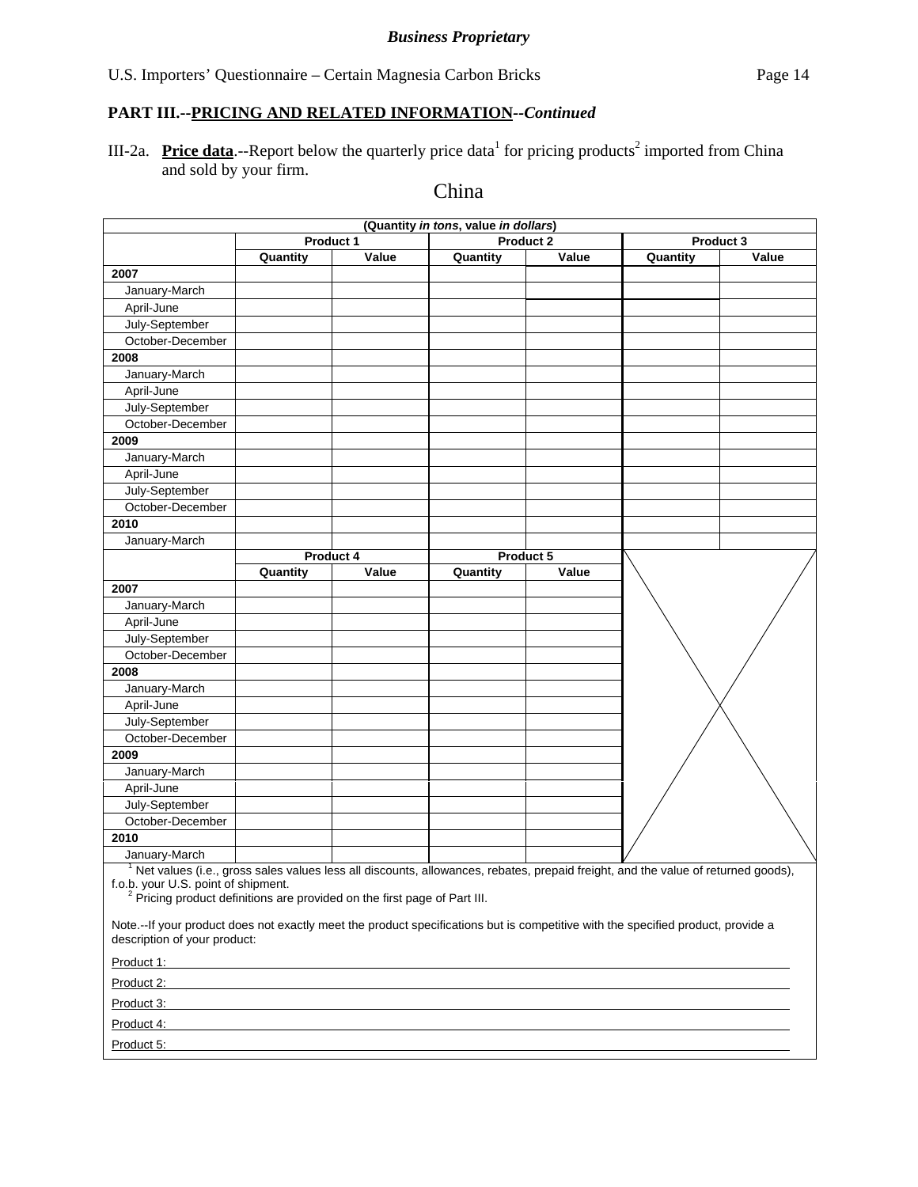*Business Proprietary*

**PART III.--PRICING AND RELATED INFORMATION--*Continued***

III-2a. **Price data**.--Report below the quarterly price data[1] for pricing products[2] imported from China and sold by your firm.

China

| (Quantity *in tons*, value *in dollars*) | | | | | | |
|---|---|---|---|---|---|---|
| | Product 1 | | Product 2 | | Product 3 | |
| | Quantity | Value | Quantity | Value | Quantity | Value |
| **2007** | | | | | | |
| January-March | | | | | | |
| April-June | | | | | | |
| July-September | | | | | | |
| October-December | | | | | | |
| **2008** | | | | | | |
| January-March | | | | | | |
| April-June | | | | | | |
| July-September | | | | | | |
| October-December | | | | | | |
| **2009** | | | | | | |
| January-March | | | | | | |
| April-June | | | | | | |
| July-September | | | | | | |
| October-December | | | | | | |
| **2010** | | | | | | |
| January-March | | | | | | |

| | Product 4 | | Product 5 | |
|---|---|---|---|---|
| | Quantity | Value | Quantity | Value |
| **2007** | | | | |
| January-March | | | | |
| April-June | | | | |
| July-September | | | | |
| October-December | | | | |
| **2008** | | | | |
| January-March | | | | |
| April-June | | | | |
| July-September | | | | |
| October-December | | | | |
| **2009** | | | | |
| January-March | | | | |
| April-June | | | | |
| July-September | | | | |
| October-December | | | | |
| **2010** | | | | |
| January-March | | | | |

[1] Net values (i.e., gross sales values less all discounts, allowances, rebates, prepaid freight, and the value of returned goods), f.o.b. your U.S. point of shipment.

[2] Pricing product definitions are provided on the first page of Part III.

Note.--If your product does not exactly meet the product specifications but is competitive with the specified product, provide a description of your product:

Product 1: \_\_\_\_\_\_\_\_\_\_\_\_\_\_\_\_\_\_\_\_\_\_\_\_\_\_\_\_\_\_

Product 2: \_\_\_\_\_\_\_\_\_\_\_\_\_\_\_\_\_\_\_\_\_\_\_\_\_\_\_\_\_\_

Product 3: \_\_\_\_\_\_\_\_\_\_\_\_\_\_\_\_\_\_\_\_\_\_\_\_\_\_\_\_\_\_

Product 4: \_\_\_\_\_\_\_\_\_\_\_\_\_\_\_\_\_\_\_\_\_\_\_\_\_\_\_\_\_\_

Product 5: \_\_\_\_\_\_\_\_\_\_\_\_\_\_\_\_\_\_\_\_\_\_\_\_\_\_\_\_\_\_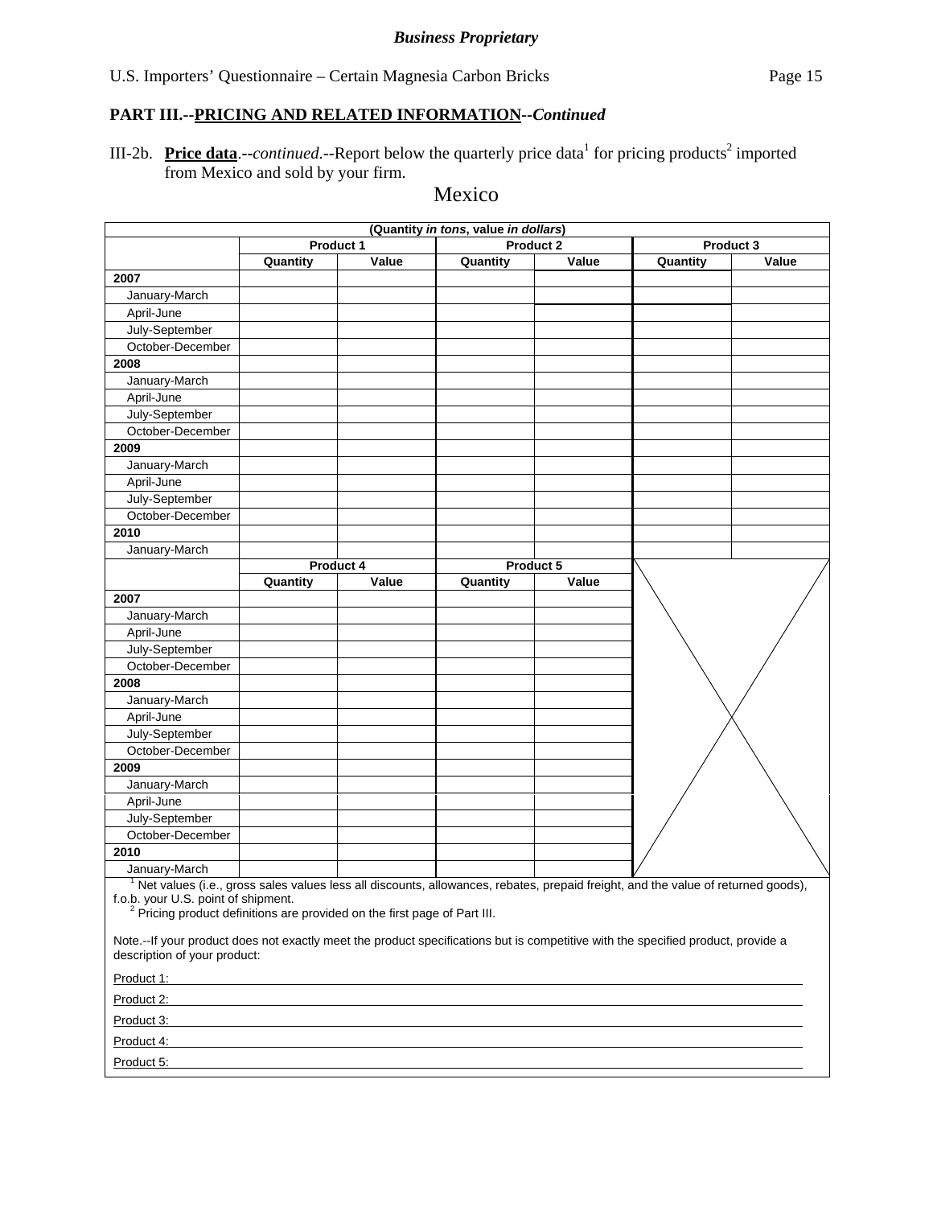*Business Proprietary*

## PART III.--PRICING AND RELATED INFORMATION--*Continued*

III-2b. **Price data**.--*continued*.--Report below the quarterly price data[1] for pricing products[2] imported from Mexico and sold by your firm.

Mexico

| (Quantity *in tons*, value *in dollars*) | | | | | | |
|---|---|---|---|---|---|---|
| | Product 1 | | Product 2 | | Product 3 | |
| | Quantity | Value | Quantity | Value | Quantity | Value |
| **2007** | | | | | | |
| January-March | | | | | | |
| April-June | | | | | | |
| July-September | | | | | | |
| October-December | | | | | | |
| **2008** | | | | | | |
| January-March | | | | | | |
| April-June | | | | | | |
| July-September | | | | | | |
| October-December | | | | | | |
| **2009** | | | | | | |
| January-March | | | | | | |
| April-June | | | | | | |
| July-September | | | | | | |
| October-December | | | | | | |
| **2010** | | | | | | |
| January-March | | | | | | |

| | Product 4 | | Product 5 | |
|---|---|---|---|---|
| | Quantity | Value | Quantity | Value |
| **2007** | | | | |
| January-March | | | | |
| April-June | | | | |
| July-September | | | | |
| October-December | | | | |
| **2008** | | | | |
| January-March | | | | |
| April-June | | | | |
| July-September | | | | |
| October-December | | | | |
| **2009** | | | | |
| January-March | | | | |
| April-June | | | | |
| July-September | | | | |
| October-December | | | | |
| **2010** | | | | |
| January-March | | | | |

[1] Net values (i.e., gross sales values less all discounts, allowances, rebates, prepaid freight, and the value of returned goods), f.o.b. your U.S. point of shipment.

[2] Pricing product definitions are provided on the first page of Part III.

Note.--If your product does not exactly meet the product specifications but is competitive with the specified product, provide a description of your product:

Product 1: ______________________________

Product 2: ______________________________

Product 3: ______________________________

Product 4: ______________________________

Product 5: ______________________________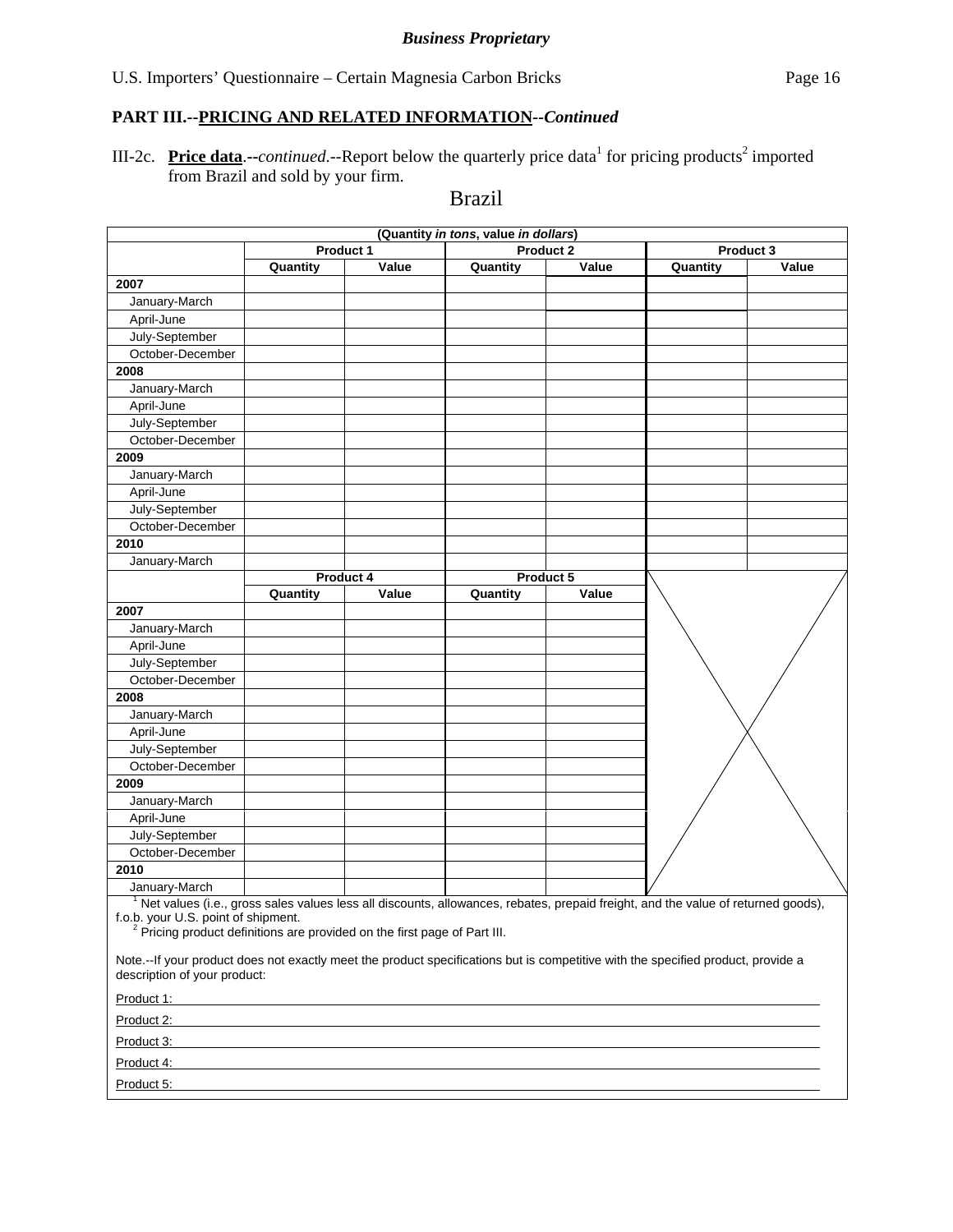*Business Proprietary*

## PART III.--PRICING AND RELATED INFORMATION--*Continued*

III-2c. **Price data**.--*continued*.--Report below the quarterly price data[1] for pricing products[2] imported from Brazil and sold by your firm.

Brazil

(Quantity *in tons*, value *in dollars*)

| | Product 1 | | Product 2 | | Product 3 | |
|---|---|---|---|---|---|---|
| | Quantity | Value | Quantity | Value | Quantity | Value |
| **2007** | | | | | | |
| January-March | | | | | | |
| April-June | | | | | | |
| July-September | | | | | | |
| October-December | | | | | | |
| **2008** | | | | | | |
| January-March | | | | | | |
| April-June | | | | | | |
| July-September | | | | | | |
| October-December | | | | | | |
| **2009** | | | | | | |
| January-March | | | | | | |
| April-June | | | | | | |
| July-September | | | | | | |
| October-December | | | | | | |
| **2010** | | | | | | |
| January-March | | | | | | |

| | Product 4 | | Product 5 | |
|---|---|---|---|---|
| | Quantity | Value | Quantity | Value |
| **2007** | | | | |
| January-March | | | | |
| April-June | | | | |
| July-September | | | | |
| October-December | | | | |
| **2008** | | | | |
| January-March | | | | |
| April-June | | | | |
| July-September | | | | |
| October-December | | | | |
| **2009** | | | | |
| January-March | | | | |
| April-June | | | | |
| July-September | | | | |
| October-December | | | | |
| **2010** | | | | |
| January-March | | | | |

[1] Net values (i.e., gross sales values less all discounts, allowances, rebates, prepaid freight, and the value of returned goods), f.o.b. your U.S. point of shipment.

[2] Pricing product definitions are provided on the first page of Part III.

Note.--If your product does not exactly meet the product specifications but is competitive with the specified product, provide a description of your product:

Product 1: ______________________________

Product 2: ______________________________

Product 3: ______________________________

Product 4: ______________________________

Product 5: ______________________________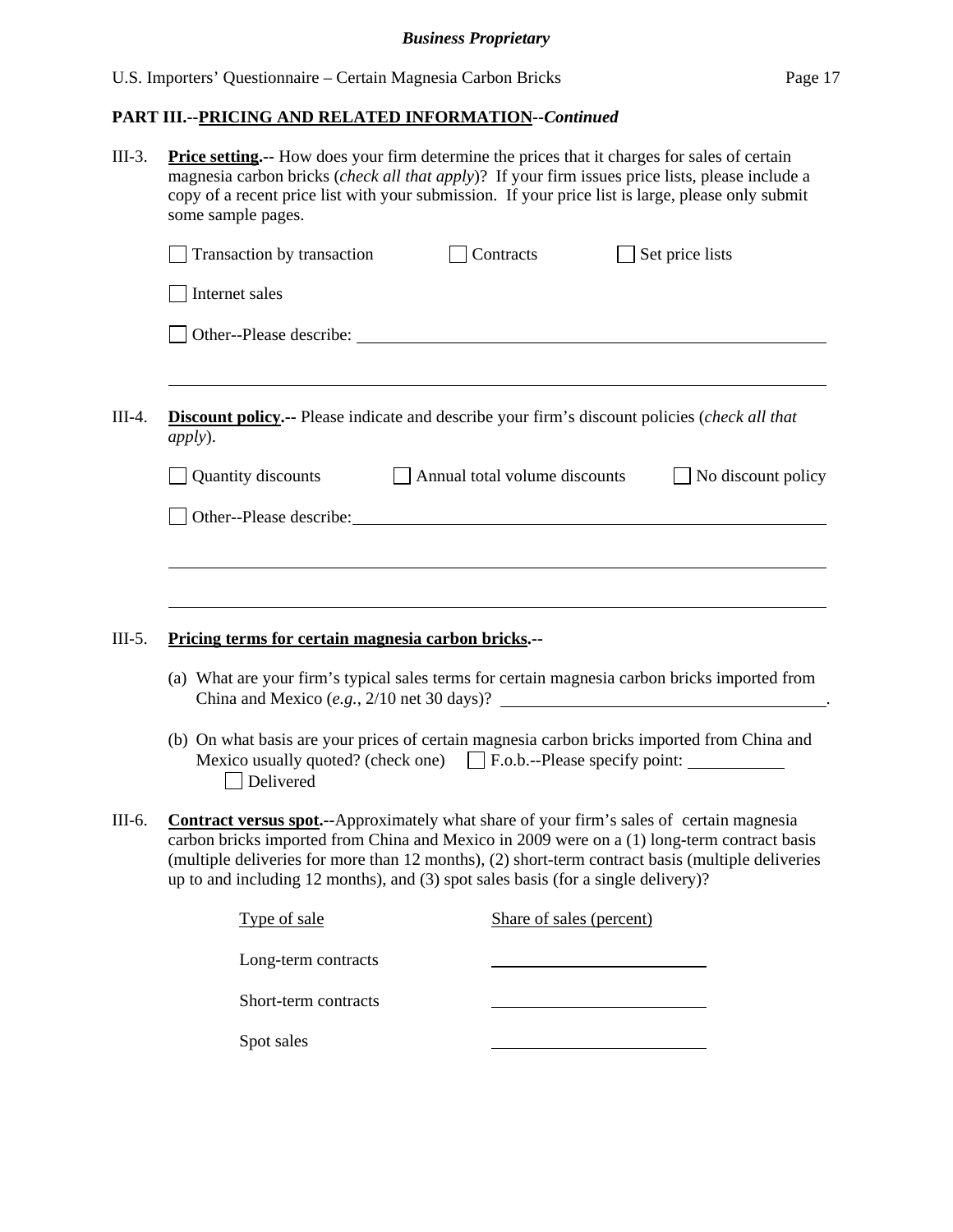**Business Proprietary**

## PART III.--PRICING AND RELATED INFORMATION--*Continued*

III-3. **Price setting.--** How does your firm determine the prices that it charges for sales of certain magnesia carbon bricks (*check all that apply*)? If your firm issues price lists, please include a copy of a recent price list with your submission. If your price list is large, please only submit some sample pages.

☐ Transaction by transaction ☐ Contracts ☐ Set price lists

☐ Internet sales

☐ Other--Please describe: ______________________________________________

______________________________________________________________________

III-4. **Discount policy.--** Please indicate and describe your firm's discount policies (*check all that apply*).

☐ Quantity discounts ☐ Annual total volume discounts ☐ No discount policy

☐ Other--Please describe: ______________________________________________

______________________________________________________________________

______________________________________________________________________

III-5. **Pricing terms for certain magnesia carbon bricks.--**

(a) What are your firm's typical sales terms for certain magnesia carbon bricks imported from China and Mexico (*e.g.*, 2/10 net 30 days)? ______________________________.

(b) On what basis are your prices of certain magnesia carbon bricks imported from China and Mexico usually quoted? (check one) ☐ F.o.b.--Please specify point: __________ ☐ Delivered

III-6. **Contract versus spot.--**Approximately what share of your firm's sales of certain magnesia carbon bricks imported from China and Mexico in 2009 were on a (1) long-term contract basis (multiple deliveries for more than 12 months), (2) short-term contract basis (multiple deliveries up to and including 12 months), and (3) spot sales basis (for a single delivery)?

| Type of sale | Share of sales (percent) |
|---|---|
| Long-term contracts | |
| Short-term contracts | |
| Spot sales | |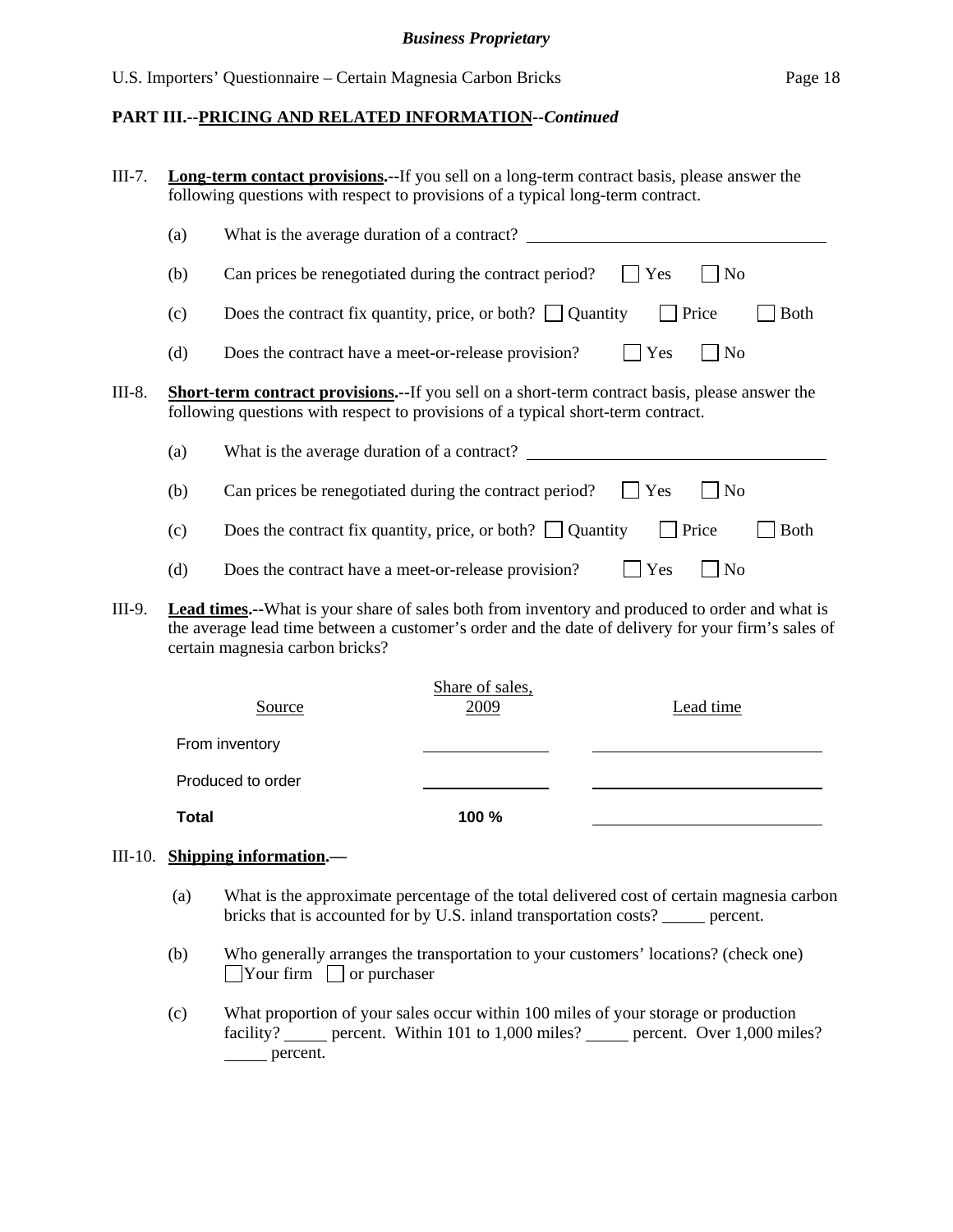## PART III.--PRICING AND RELATED INFORMATION--*Continued*

III-7. **Long-term contact provisions.--**If you sell on a long-term contract basis, please answer the following questions with respect to provisions of a typical long-term contract.

(a) What is the average duration of a contract? ____________________

(b) Can prices be renegotiated during the contract period? ☐ Yes ☐ No

(c) Does the contract fix quantity, price, or both? ☐ Quantity ☐ Price ☐ Both

(d) Does the contract have a meet-or-release provision? ☐ Yes ☐ No

III-8. **Short-term contract provisions.--**If you sell on a short-term contract basis, please answer the following questions with respect to provisions of a typical short-term contract.

(a) What is the average duration of a contract? ____________________

(b) Can prices be renegotiated during the contract period? ☐ Yes ☐ No

(c) Does the contract fix quantity, price, or both? ☐ Quantity ☐ Price ☐ Both

(d) Does the contract have a meet-or-release provision? ☐ Yes ☐ No

III-9. **Lead times.--**What is your share of sales both from inventory and produced to order and what is the average lead time between a customer's order and the date of delivery for your firm's sales of certain magnesia carbon bricks?

| Source | Share of sales, 2009 | Lead time |
|---|---|---|
| From inventory | | |
| Produced to order | | |
| **Total** | **100 %** | |

III-10. **Shipping information.—**

(a) What is the approximate percentage of the total delivered cost of certain magnesia carbon bricks that is accounted for by U.S. inland transportation costs? _____ percent.

(b) Who generally arranges the transportation to your customers' locations? (check one)
☐ Your firm ☐ or purchaser

(c) What proportion of your sales occur within 100 miles of your storage or production facility? _____ percent. Within 101 to 1,000 miles? _____ percent. Over 1,000 miles? _____ percent.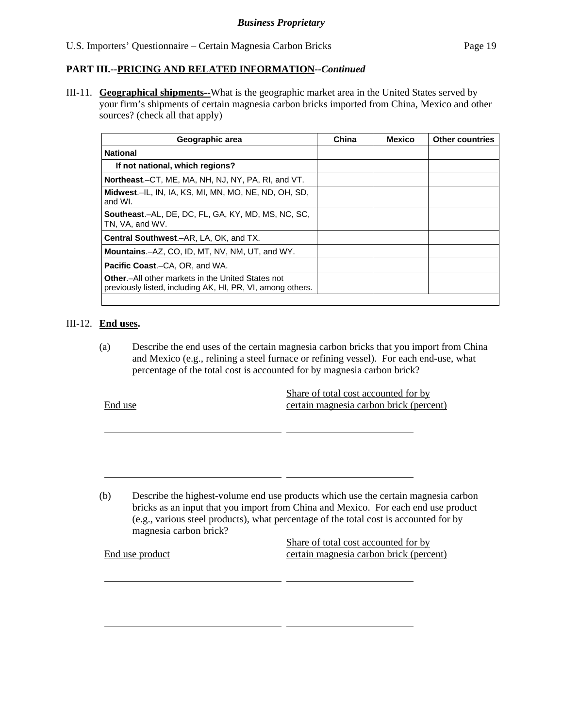**Business Proprietary**

## PART III.--PRICING AND RELATED INFORMATION--*Continued*

III-11. **Geographical shipments--**What is the geographic market area in the United States served by your firm's shipments of certain magnesia carbon bricks imported from China, Mexico and other sources? (check all that apply)

| Geographic area | China | Mexico | Other countries |
|---|---|---|---|
| **National** | | | |
| **If not national, which regions?** | | | |
| **Northeast**.–CT, ME, MA, NH, NJ, NY, PA, RI, and VT. | | | |
| **Midwest**.–IL, IN, IA, KS, MI, MN, MO, NE, ND, OH, SD, and WI. | | | |
| **Southeast**.–AL, DE, DC, FL, GA, KY, MD, MS, NC, SC, TN, VA, and WV. | | | |
| **Central Southwest**.–AR, LA, OK, and TX. | | | |
| **Mountains**.–AZ, CO, ID, MT, NV, NM, UT, and WY. | | | |
| **Pacific Coast**.–CA, OR, and WA. | | | |
| **Other**.–All other markets in the United States not previously listed, including AK, HI, PR, VI, among others. | | | |
| | | | |

III-12. **End uses.**

(a) Describe the end uses of the certain magnesia carbon bricks that you import from China and Mexico (e.g., relining a steel furnace or refining vessel). For each end-use, what percentage of the total cost is accounted for by magnesia carbon brick?

| End use | Share of total cost accounted for by certain magnesia carbon brick (percent) |
|---|---|
| ______________________ | ______________________ |
| ______________________ | ______________________ |
| ______________________ | ______________________ |

(b) Describe the highest-volume end use products which use the certain magnesia carbon bricks as an input that you import from China and Mexico. For each end use product (e.g., various steel products), what percentage of the total cost is accounted for by magnesia carbon brick?

| End use product | Share of total cost accounted for by certain magnesia carbon brick (percent) |
|---|---|
| ______________________ | ______________________ |
| ______________________ | ______________________ |
| ______________________ | ______________________ |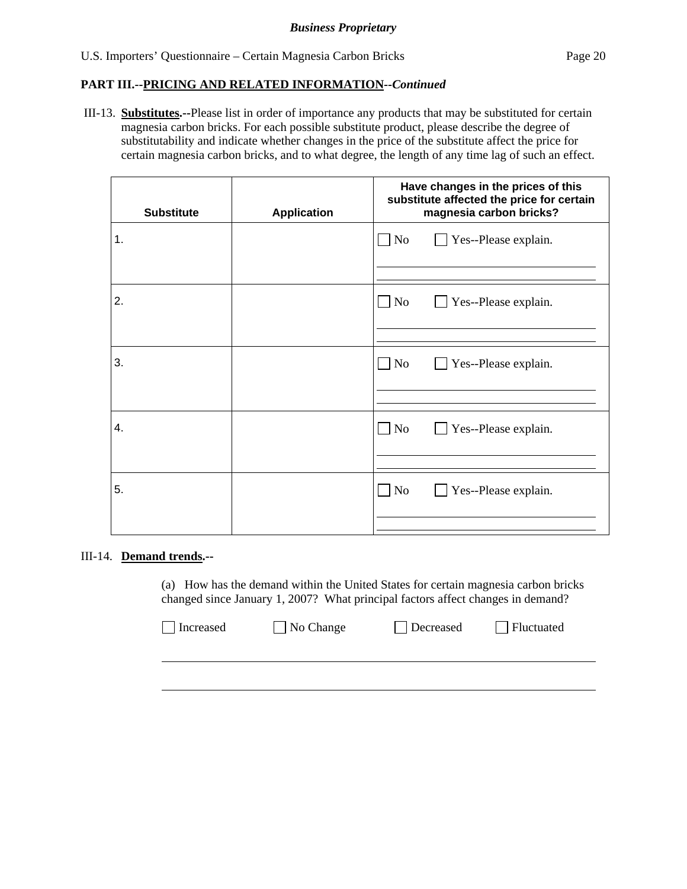**PART III.--PRICING AND RELATED INFORMATION--*Continued***

III-13. **Substitutes.--**Please list in order of importance any products that may be substituted for certain magnesia carbon bricks. For each possible substitute product, please describe the degree of substitutability and indicate whether changes in the price of the substitute affect the price for certain magnesia carbon bricks, and to what degree, the length of any time lag of such an effect.

| Substitute | Application | Have changes in the prices of this substitute affected the price for certain magnesia carbon bricks? |
|---|---|---|
| 1. | | ☐ No ☐ Yes--Please explain. |
| 2. | | ☐ No ☐ Yes--Please explain. |
| 3. | | ☐ No ☐ Yes--Please explain. |
| 4. | | ☐ No ☐ Yes--Please explain. |
| 5. | | ☐ No ☐ Yes--Please explain. |

III-14. **Demand trends.--**

(a) How has the demand within the United States for certain magnesia carbon bricks changed since January 1, 2007? What principal factors affect changes in demand?

☐ Increased ☐ No Change ☐ Decreased ☐ Fluctuated

_______________________________________________

_______________________________________________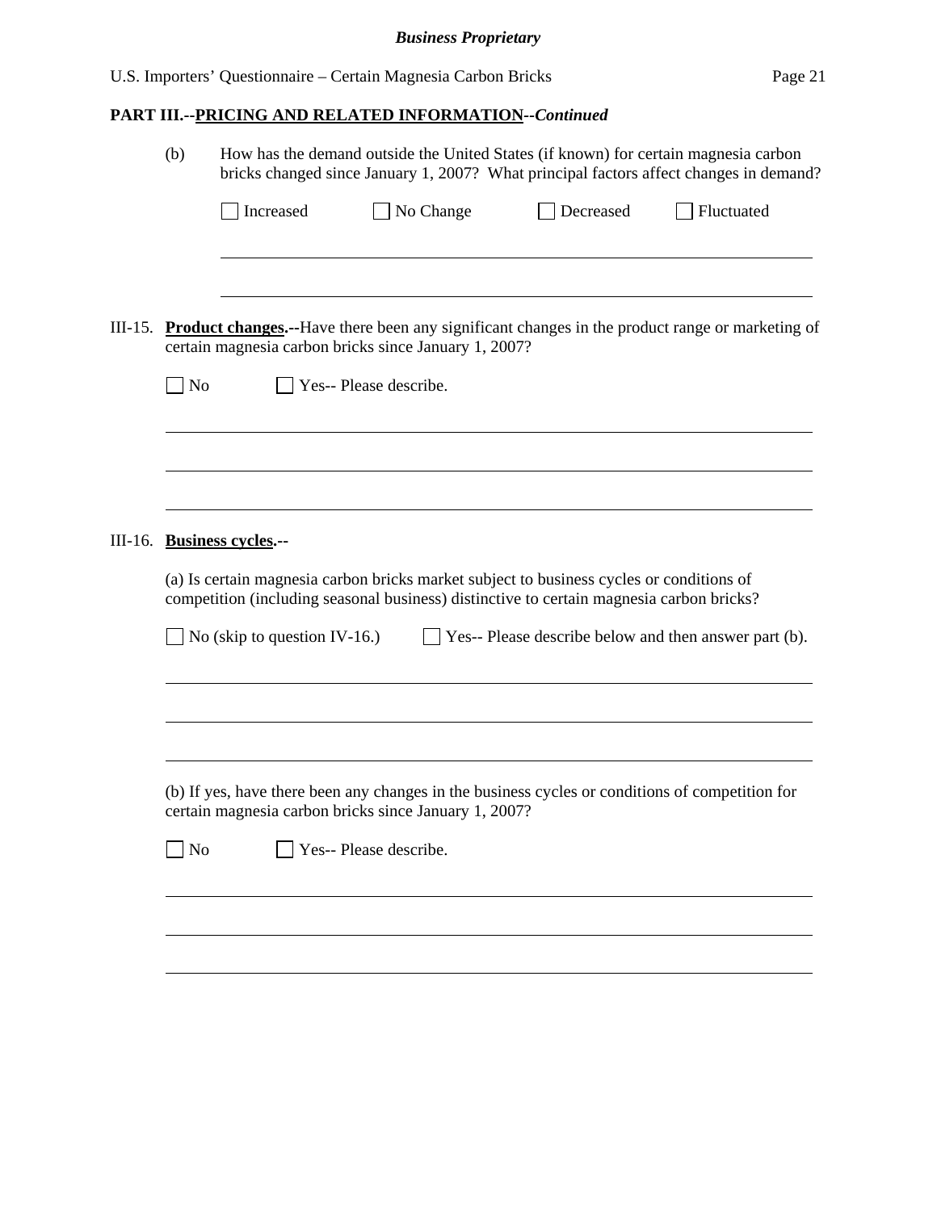## PART III.--PRICING AND RELATED INFORMATION--*Continued*

(b) How has the demand outside the United States (if known) for certain magnesia carbon bricks changed since January 1, 2007? What principal factors affect changes in demand?

☐ Increased ☐ No Change ☐ Decreased ☐ Fluctuated

\_\_\_\_\_\_\_\_\_\_\_\_\_\_\_\_\_\_\_\_\_\_\_\_\_\_\_\_\_\_\_\_\_\_\_\_\_\_\_\_\_\_\_\_\_\_\_\_\_\_\_\_\_\_\_\_\_\_\_\_

\_\_\_\_\_\_\_\_\_\_\_\_\_\_\_\_\_\_\_\_\_\_\_\_\_\_\_\_\_\_\_\_\_\_\_\_\_\_\_\_\_\_\_\_\_\_\_\_\_\_\_\_\_\_\_\_\_\_\_\_

III-15. **Product changes.--**Have there been any significant changes in the product range or marketing of certain magnesia carbon bricks since January 1, 2007?

☐ No ☐ Yes-- Please describe.

\_\_\_\_\_\_\_\_\_\_\_\_\_\_\_\_\_\_\_\_\_\_\_\_\_\_\_\_\_\_\_\_\_\_\_\_\_\_\_\_\_\_\_\_\_\_\_\_\_\_\_\_\_\_\_\_\_\_\_\_

\_\_\_\_\_\_\_\_\_\_\_\_\_\_\_\_\_\_\_\_\_\_\_\_\_\_\_\_\_\_\_\_\_\_\_\_\_\_\_\_\_\_\_\_\_\_\_\_\_\_\_\_\_\_\_\_\_\_\_\_

\_\_\_\_\_\_\_\_\_\_\_\_\_\_\_\_\_\_\_\_\_\_\_\_\_\_\_\_\_\_\_\_\_\_\_\_\_\_\_\_\_\_\_\_\_\_\_\_\_\_\_\_\_\_\_\_\_\_\_\_

III-16. **Business cycles.--**

(a) Is certain magnesia carbon bricks market subject to business cycles or conditions of competition (including seasonal business) distinctive to certain magnesia carbon bricks?

☐ No (skip to question IV-16.) ☐ Yes-- Please describe below and then answer part (b).

\_\_\_\_\_\_\_\_\_\_\_\_\_\_\_\_\_\_\_\_\_\_\_\_\_\_\_\_\_\_\_\_\_\_\_\_\_\_\_\_\_\_\_\_\_\_\_\_\_\_\_\_\_\_\_\_\_\_\_\_

\_\_\_\_\_\_\_\_\_\_\_\_\_\_\_\_\_\_\_\_\_\_\_\_\_\_\_\_\_\_\_\_\_\_\_\_\_\_\_\_\_\_\_\_\_\_\_\_\_\_\_\_\_\_\_\_\_\_\_\_

\_\_\_\_\_\_\_\_\_\_\_\_\_\_\_\_\_\_\_\_\_\_\_\_\_\_\_\_\_\_\_\_\_\_\_\_\_\_\_\_\_\_\_\_\_\_\_\_\_\_\_\_\_\_\_\_\_\_\_\_

(b) If yes, have there been any changes in the business cycles or conditions of competition for certain magnesia carbon bricks since January 1, 2007?

☐ No ☐ Yes-- Please describe.

\_\_\_\_\_\_\_\_\_\_\_\_\_\_\_\_\_\_\_\_\_\_\_\_\_\_\_\_\_\_\_\_\_\_\_\_\_\_\_\_\_\_\_\_\_\_\_\_\_\_\_\_\_\_\_\_\_\_\_\_

\_\_\_\_\_\_\_\_\_\_\_\_\_\_\_\_\_\_\_\_\_\_\_\_\_\_\_\_\_\_\_\_\_\_\_\_\_\_\_\_\_\_\_\_\_\_\_\_\_\_\_\_\_\_\_\_\_\_\_\_

\_\_\_\_\_\_\_\_\_\_\_\_\_\_\_\_\_\_\_\_\_\_\_\_\_\_\_\_\_\_\_\_\_\_\_\_\_\_\_\_\_\_\_\_\_\_\_\_\_\_\_\_\_\_\_\_\_\_\_\_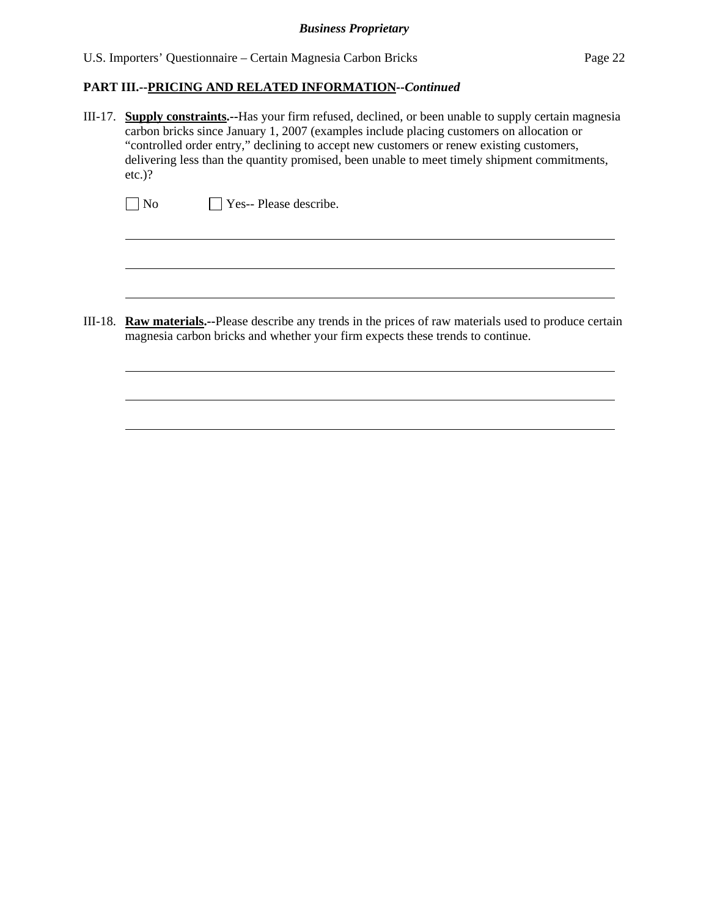**PART III.--PRICING AND RELATED INFORMATION--*Continued***

III-17. **Supply constraints.--**Has your firm refused, declined, or been unable to supply certain magnesia carbon bricks since January 1, 2007 (examples include placing customers on allocation or "controlled order entry," declining to accept new customers or renew existing customers, delivering less than the quantity promised, been unable to meet timely shipment commitments, etc.)?

☐ No ☐ Yes-- Please describe.

III-18. **Raw materials.--**Please describe any trends in the prices of raw materials used to produce certain magnesia carbon bricks and whether your firm expects these trends to continue.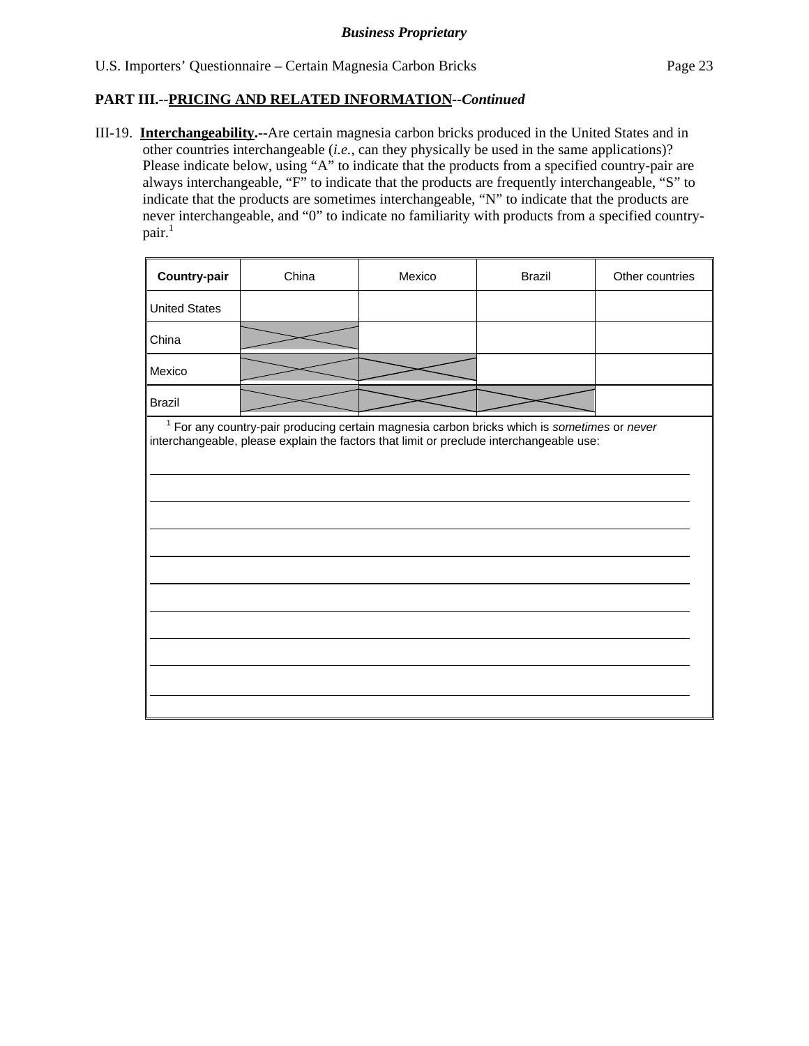**PART III.--PRICING AND RELATED INFORMATION--*Continued***

III-19. **Interchangeability.--**Are certain magnesia carbon bricks produced in the United States and in other countries interchangeable (*i.e.*, can they physically be used in the same applications)? Please indicate below, using "A" to indicate that the products from a specified country-pair are always interchangeable, "F" to indicate that the products are frequently interchangeable, "S" to indicate that the products are sometimes interchangeable, "N" to indicate that the products are never interchangeable, and "0" to indicate no familiarity with products from a specified country-pair.[1]

| **Country-pair** | China | Mexico | Brazil | Other countries |
|---|---|---|---|---|
| United States | | | | |
| China | X | | | |
| Mexico | X | X | | |
| Brazil | X | X | X | |

[1] For any country-pair producing certain magnesia carbon bricks which is *sometimes* or *never* interchangeable, please explain the factors that limit or preclude interchangeable use:

___

___

___

___

___

___

___

___

___

___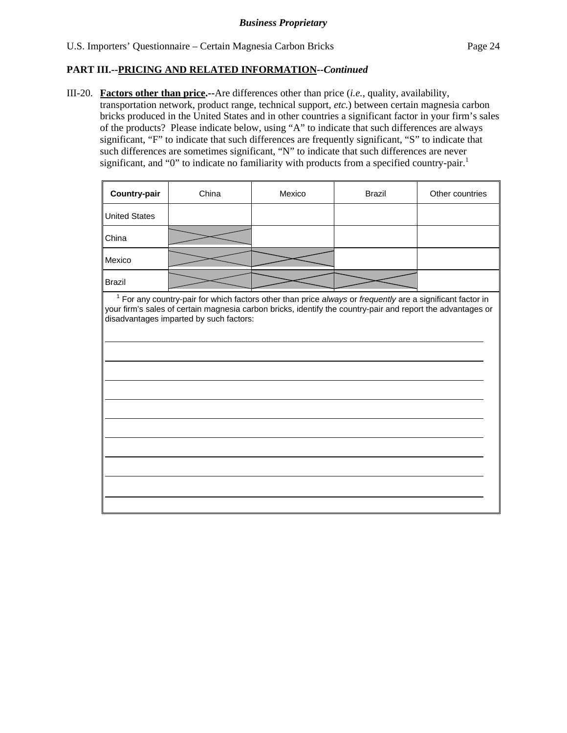**Business Proprietary**

U.S. Importers' Questionnaire – Certain Magnesia Carbon Bricks

## PART III.--PRICING AND RELATED INFORMATION--*Continued*

III-20. **Factors other than price.--**Are differences other than price (*i.e.*, quality, availability, transportation network, product range, technical support, *etc.*) between certain magnesia carbon bricks produced in the United States and in other countries a significant factor in your firm's sales of the products? Please indicate below, using "A" to indicate that such differences are always significant, "F" to indicate that such differences are frequently significant, "S" to indicate that such differences are sometimes significant, "N" to indicate that such differences are never significant, and "0" to indicate no familiarity with products from a specified country-pair.[1]

| **Country-pair** | China | Mexico | Brazil | Other countries |
|---|---|---|---|---|
| United States | | | | |
| China | X | | | |
| Mexico | X | X | | |
| Brazil | X | X | X | |

[1] For any country-pair for which factors other than price *always* or *frequently* are a significant factor in your firm's sales of certain magnesia carbon bricks, identify the country-pair and report the advantages or disadvantages imparted by such factors:

______________________________________________________________________

______________________________________________________________________

______________________________________________________________________

______________________________________________________________________

______________________________________________________________________

______________________________________________________________________

______________________________________________________________________

______________________________________________________________________

______________________________________________________________________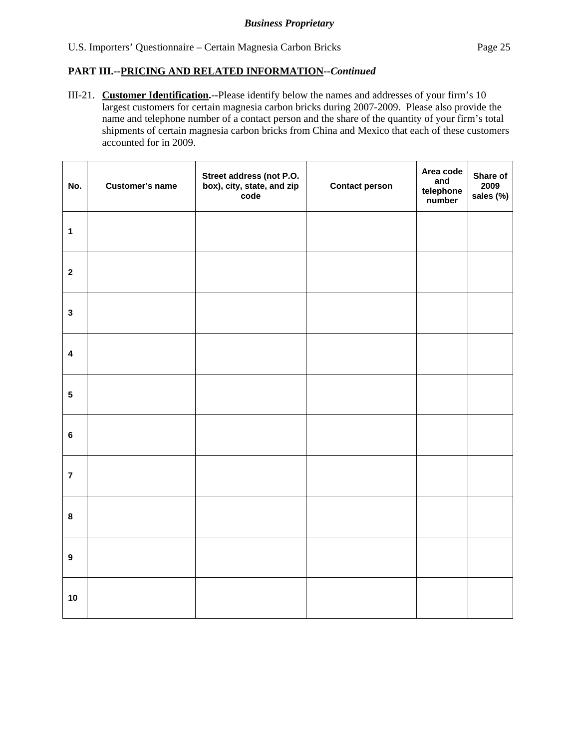**PART III.--PRICING AND RELATED INFORMATION--*Continued***

III-21. **Customer Identification.**--Please identify below the names and addresses of your firm's 10 largest customers for certain magnesia carbon bricks during 2007-2009. Please also provide the name and telephone number of a contact person and the share of the quantity of your firm's total shipments of certain magnesia carbon bricks from China and Mexico that each of these customers accounted for in 2009.

| No. | Customer's name | Street address (not P.O. box), city, state, and zip code | Contact person | Area code and telephone number | Share of 2009 sales (%) |
|---|---|---|---|---|---|
| 1 | | | | | |
| 2 | | | | | |
| 3 | | | | | |
| 4 | | | | | |
| 5 | | | | | |
| 6 | | | | | |
| 7 | | | | | |
| 8 | | | | | |
| 9 | | | | | |
| 10 | | | | | |